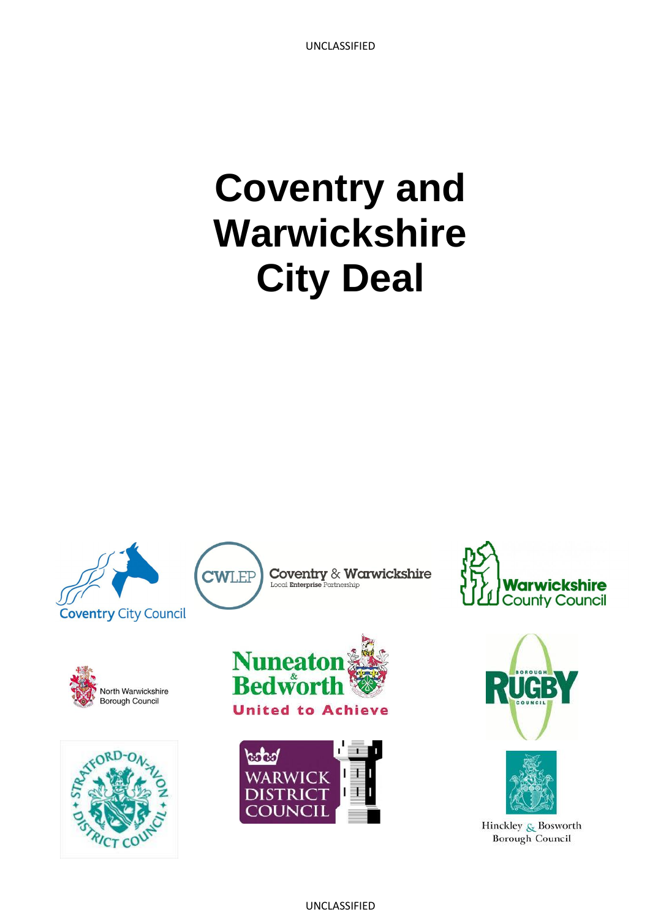# Coventry and Warwickshire City Deal

Coventry City Council

CWLEP Coventry & Warwickshire Local Enterprise Partnership

Warwickshire County Council

North Warwickshire Borough Council

Nuneaton & Bedworth United to Achieve

Borough Rugby Council

Stratford-on-Avon District Council

Warwick District Council

Hinckley & Bosworth Borough Council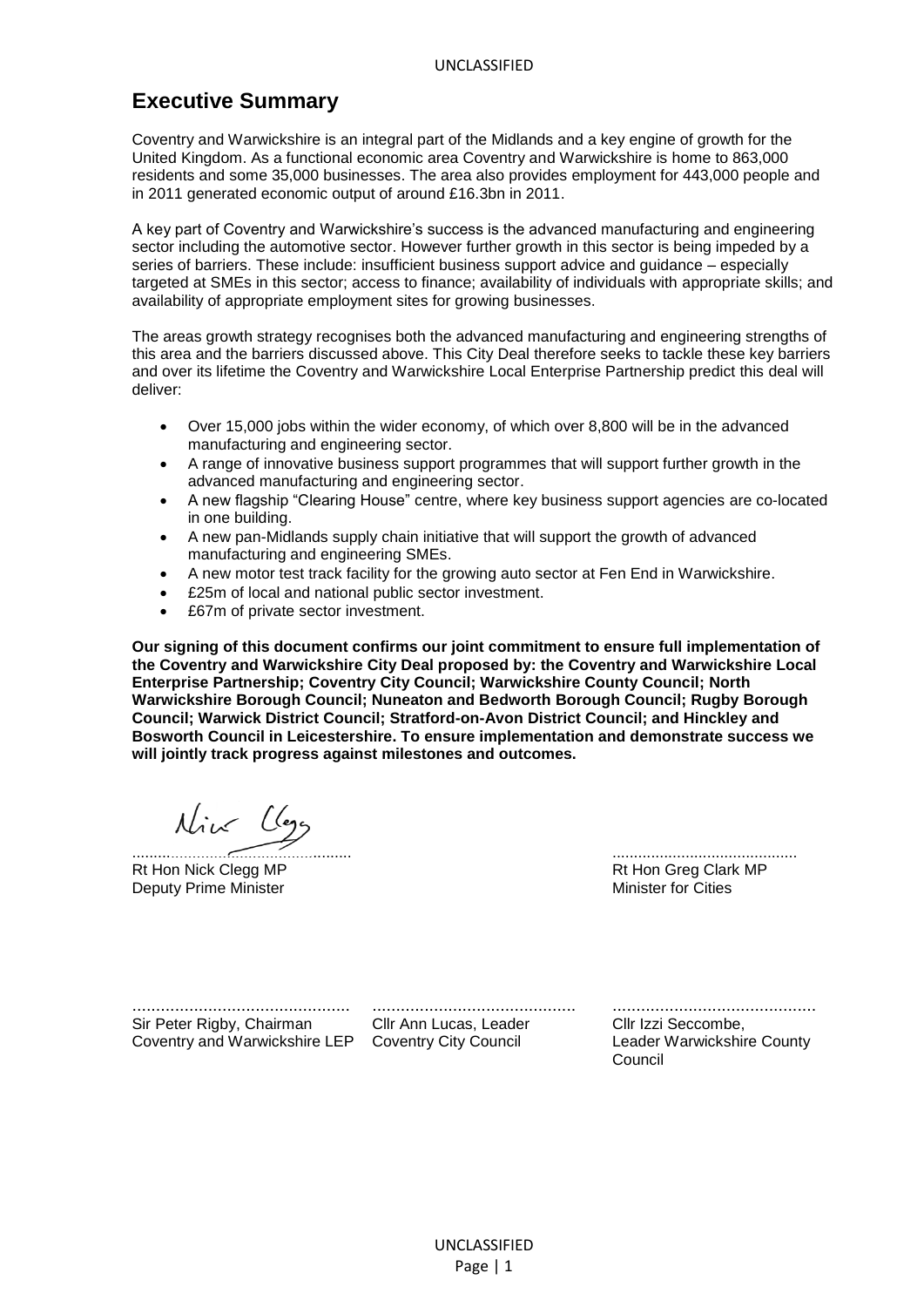# Executive Summary

Coventry and Warwickshire is an integral part of the Midlands and a key engine of growth for the United Kingdom. As a functional economic area Coventry and Warwickshire is home to 863,000 residents and some 35,000 businesses. The area also provides employment for 443,000 people and in 2011 generated economic output of around £16.3bn in 2011.

A key part of Coventry and Warwickshire's success is the advanced manufacturing and engineering sector including the automotive sector. However further growth in this sector is being impeded by a series of barriers. These include: insufficient business support advice and guidance – especially targeted at SMEs in this sector; access to finance; availability of individuals with appropriate skills; and availability of appropriate employment sites for growing businesses.

The areas growth strategy recognises both the advanced manufacturing and engineering strengths of this area and the barriers discussed above. This City Deal therefore seeks to tackle these key barriers and over its lifetime the Coventry and Warwickshire Local Enterprise Partnership predict this deal will deliver:

- Over 15,000 jobs within the wider economy, of which over 8,800 will be in the advanced manufacturing and engineering sector.
- A range of innovative business support programmes that will support further growth in the advanced manufacturing and engineering sector.
- A new flagship "Clearing House" centre, where key business support agencies are co-located in one building.
- A new pan-Midlands supply chain initiative that will support the growth of advanced manufacturing and engineering SMEs.
- A new motor test track facility for the growing auto sector at Fen End in Warwickshire.
- £25m of local and national public sector investment.
- £67m of private sector investment.

**Our signing of this document confirms our joint commitment to ensure full implementation of the Coventry and Warwickshire City Deal proposed by: the Coventry and Warwickshire Local Enterprise Partnership; Coventry City Council; Warwickshire County Council; North Warwickshire Borough Council; Nuneaton and Bedworth Borough Council; Rugby Borough Council; Warwick District Council; Stratford-on-Avon District Council; and Hinckley and Bosworth Council in Leicestershire. To ensure implementation and demonstrate success we will jointly track progress against milestones and outcomes.**

..............................................
Rt Hon Nick Clegg MP
Deputy Prime Minister

..............................................
Rt Hon Greg Clark MP
Minister for Cities

..............................................
Sir Peter Rigby, Chairman
Coventry and Warwickshire LEP

..............................................
Cllr Ann Lucas, Leader
Coventry City Council

..............................................
Cllr Izzi Seccombe,
Leader Warwickshire County Council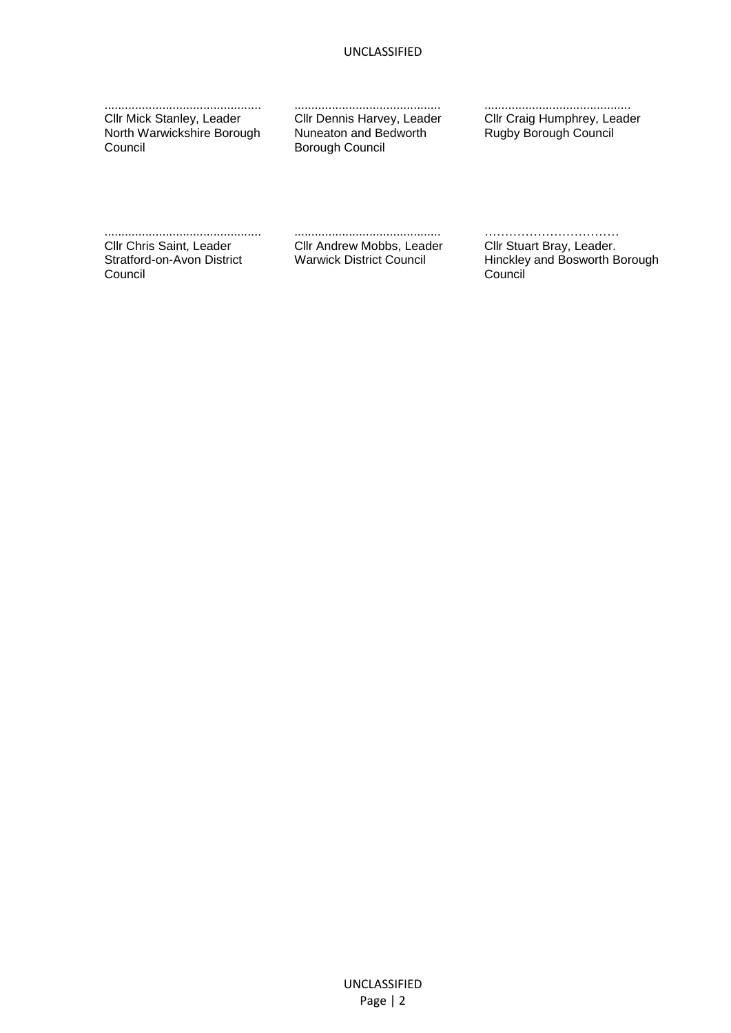.............................................
Cllr Mick Stanley, Leader
North Warwickshire Borough Council

...........................................
Cllr Dennis Harvey, Leader
Nuneaton and Bedworth Borough Council

...........................................
Cllr Craig Humphrey, Leader
Rugby Borough Council

.............................................
Cllr Chris Saint, Leader
Stratford-on-Avon District Council

...........................................
Cllr Andrew Mobbs, Leader
Warwick District Council

……………………………
Cllr Stuart Bray, Leader.
Hinckley and Bosworth Borough Council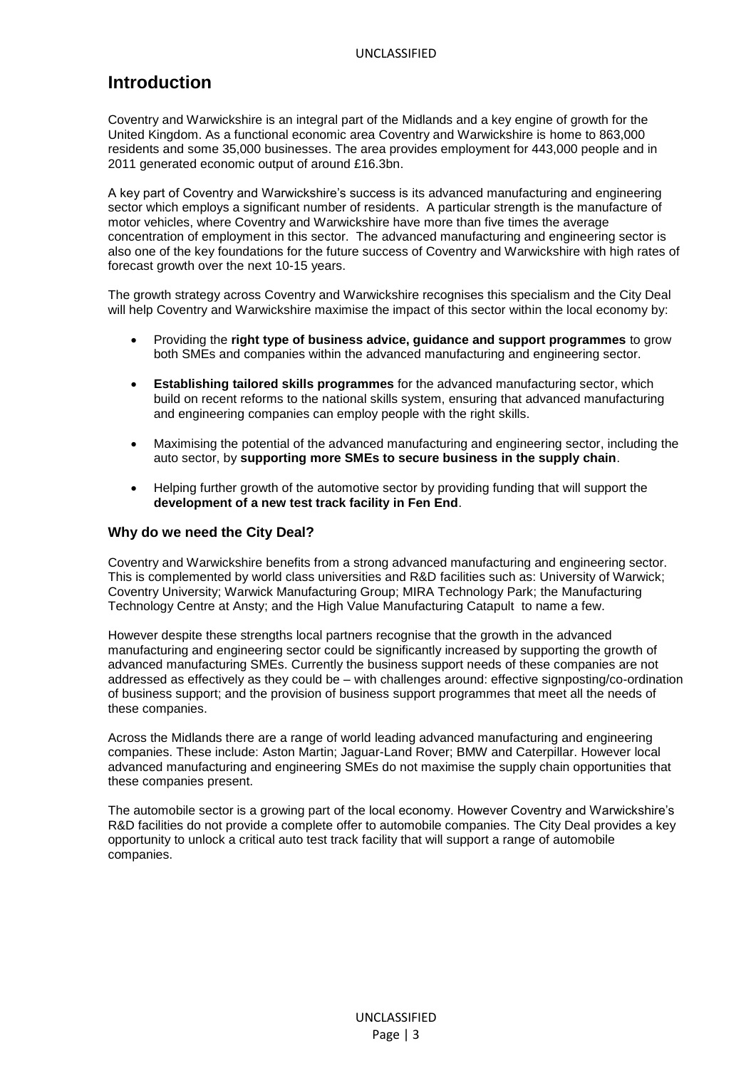# Introduction

Coventry and Warwickshire is an integral part of the Midlands and a key engine of growth for the United Kingdom. As a functional economic area Coventry and Warwickshire is home to 863,000 residents and some 35,000 businesses. The area provides employment for 443,000 people and in 2011 generated economic output of around £16.3bn.

A key part of Coventry and Warwickshire's success is its advanced manufacturing and engineering sector which employs a significant number of residents. A particular strength is the manufacture of motor vehicles, where Coventry and Warwickshire have more than five times the average concentration of employment in this sector. The advanced manufacturing and engineering sector is also one of the key foundations for the future success of Coventry and Warwickshire with high rates of forecast growth over the next 10-15 years.

The growth strategy across Coventry and Warwickshire recognises this specialism and the City Deal will help Coventry and Warwickshire maximise the impact of this sector within the local economy by:

- Providing the **right type of business advice, guidance and support programmes** to grow both SMEs and companies within the advanced manufacturing and engineering sector.
- **Establishing tailored skills programmes** for the advanced manufacturing sector, which build on recent reforms to the national skills system, ensuring that advanced manufacturing and engineering companies can employ people with the right skills.
- Maximising the potential of the advanced manufacturing and engineering sector, including the auto sector, by **supporting more SMEs to secure business in the supply chain**.
- Helping further growth of the automotive sector by providing funding that will support the **development of a new test track facility in Fen End**.

### Why do we need the City Deal?

Coventry and Warwickshire benefits from a strong advanced manufacturing and engineering sector. This is complemented by world class universities and R&D facilities such as: University of Warwick; Coventry University; Warwick Manufacturing Group; MIRA Technology Park; the Manufacturing Technology Centre at Ansty; and the High Value Manufacturing Catapult to name a few.

However despite these strengths local partners recognise that the growth in the advanced manufacturing and engineering sector could be significantly increased by supporting the growth of advanced manufacturing SMEs. Currently the business support needs of these companies are not addressed as effectively as they could be – with challenges around: effective signposting/co-ordination of business support; and the provision of business support programmes that meet all the needs of these companies.

Across the Midlands there are a range of world leading advanced manufacturing and engineering companies. These include: Aston Martin; Jaguar-Land Rover; BMW and Caterpillar. However local advanced manufacturing and engineering SMEs do not maximise the supply chain opportunities that these companies present.

The automobile sector is a growing part of the local economy. However Coventry and Warwickshire's R&D facilities do not provide a complete offer to automobile companies. The City Deal provides a key opportunity to unlock a critical auto test track facility that will support a range of automobile companies.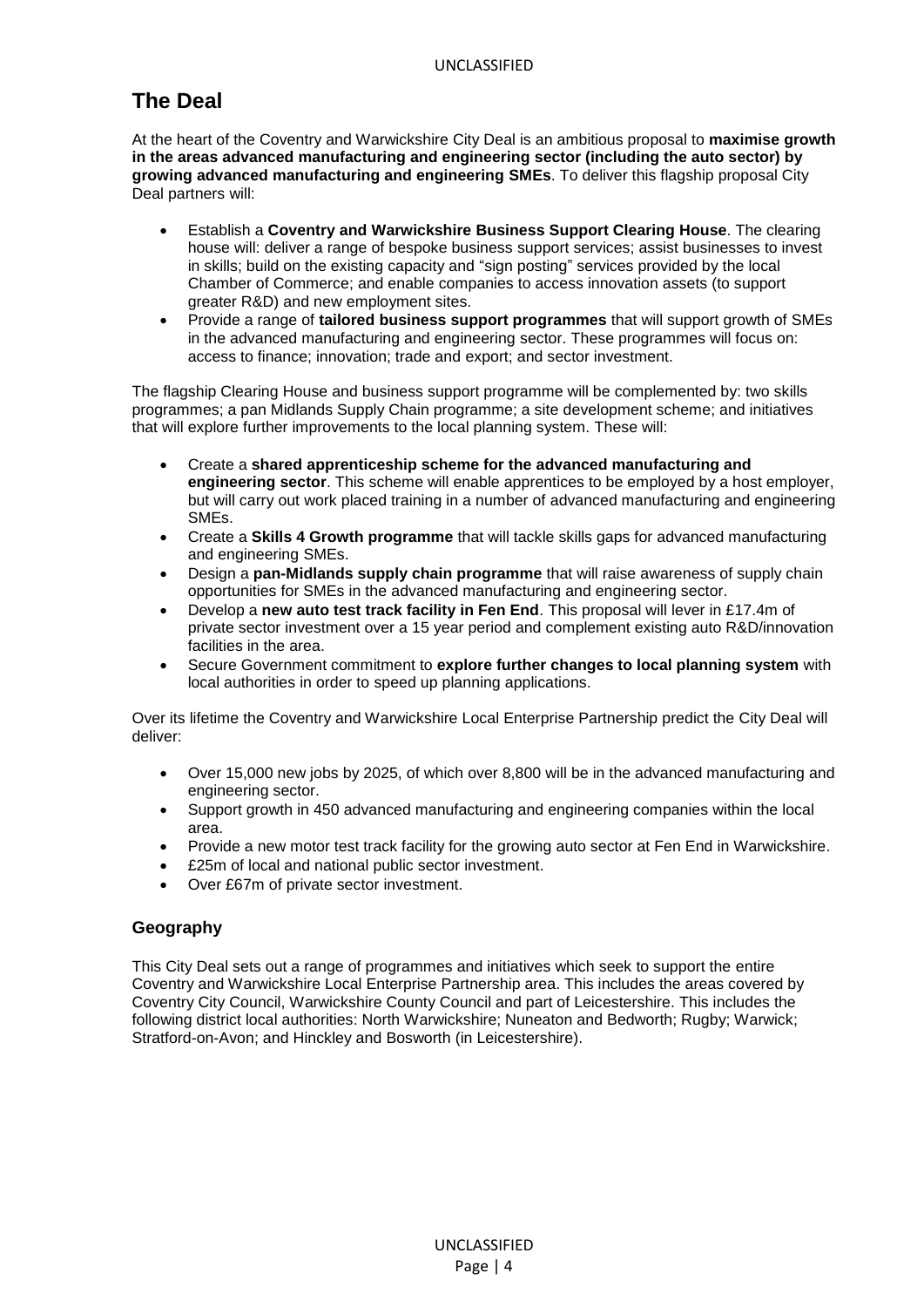## The Deal

At the heart of the Coventry and Warwickshire City Deal is an ambitious proposal to **maximise growth in the areas advanced manufacturing and engineering sector (including the auto sector) by growing advanced manufacturing and engineering SMEs**. To deliver this flagship proposal City Deal partners will:

- Establish a **Coventry and Warwickshire Business Support Clearing House**. The clearing house will: deliver a range of bespoke business support services; assist businesses to invest in skills; build on the existing capacity and "sign posting" services provided by the local Chamber of Commerce; and enable companies to access innovation assets (to support greater R&D) and new employment sites.
- Provide a range of **tailored business support programmes** that will support growth of SMEs in the advanced manufacturing and engineering sector. These programmes will focus on: access to finance; innovation; trade and export; and sector investment.

The flagship Clearing House and business support programme will be complemented by: two skills programmes; a pan Midlands Supply Chain programme; a site development scheme; and initiatives that will explore further improvements to the local planning system. These will:

- Create a **shared apprenticeship scheme for the advanced manufacturing and engineering sector**. This scheme will enable apprentices to be employed by a host employer, but will carry out work placed training in a number of advanced manufacturing and engineering SMEs.
- Create a **Skills 4 Growth programme** that will tackle skills gaps for advanced manufacturing and engineering SMEs.
- Design a **pan-Midlands supply chain programme** that will raise awareness of supply chain opportunities for SMEs in the advanced manufacturing and engineering sector.
- Develop a **new auto test track facility in Fen End**. This proposal will lever in £17.4m of private sector investment over a 15 year period and complement existing auto R&D/innovation facilities in the area.
- Secure Government commitment to **explore further changes to local planning system** with local authorities in order to speed up planning applications.

Over its lifetime the Coventry and Warwickshire Local Enterprise Partnership predict the City Deal will deliver:

- Over 15,000 new jobs by 2025, of which over 8,800 will be in the advanced manufacturing and engineering sector.
- Support growth in 450 advanced manufacturing and engineering companies within the local area.
- Provide a new motor test track facility for the growing auto sector at Fen End in Warwickshire.
- £25m of local and national public sector investment.
- Over £67m of private sector investment.

### Geography

This City Deal sets out a range of programmes and initiatives which seek to support the entire Coventry and Warwickshire Local Enterprise Partnership area. This includes the areas covered by Coventry City Council, Warwickshire County Council and part of Leicestershire. This includes the following district local authorities: North Warwickshire; Nuneaton and Bedworth; Rugby; Warwick; Stratford-on-Avon; and Hinckley and Bosworth (in Leicestershire).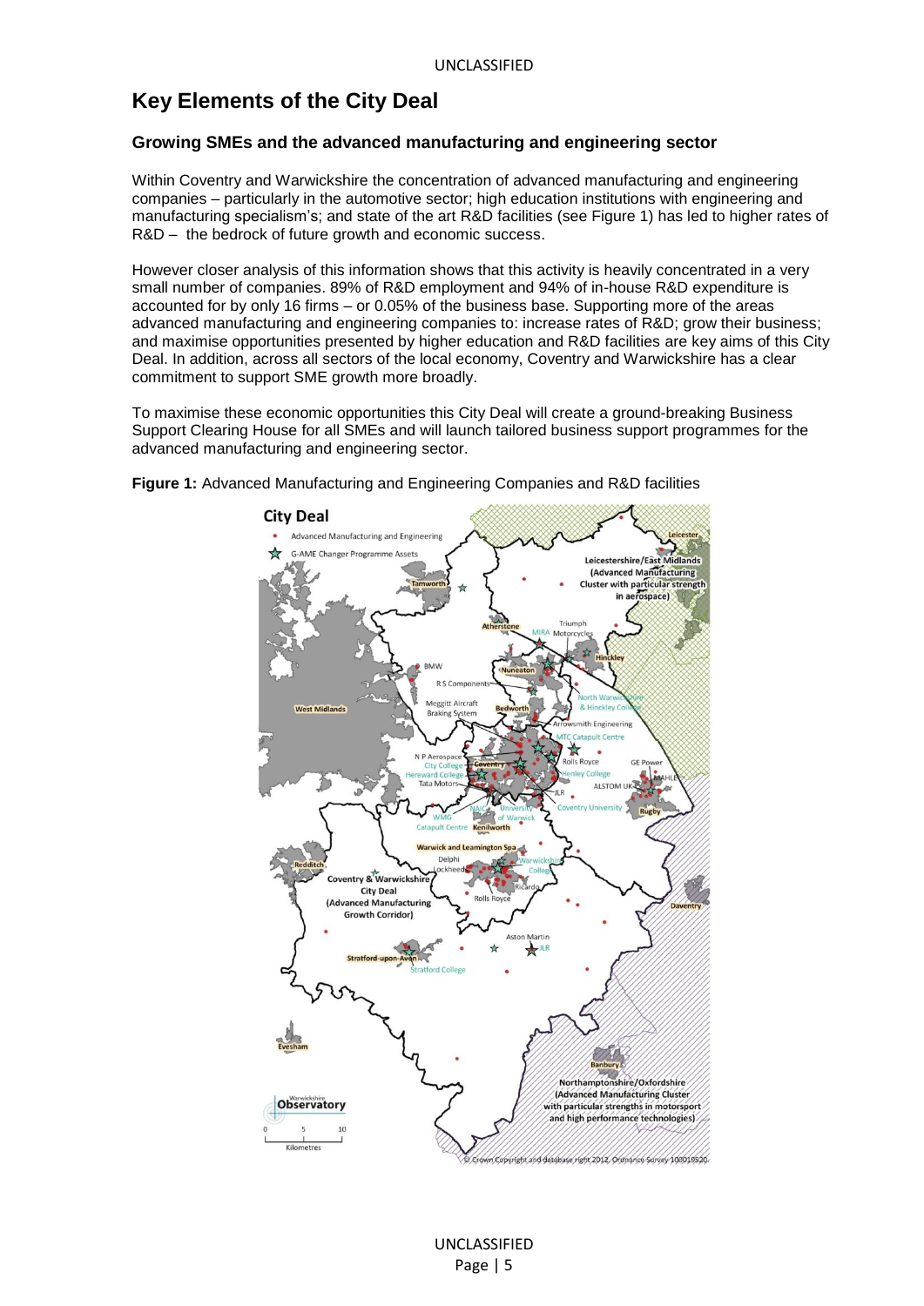# Key Elements of the City Deal

## Growing SMEs and the advanced manufacturing and engineering sector

Within Coventry and Warwickshire the concentration of advanced manufacturing and engineering companies – particularly in the automotive sector; high education institutions with engineering and manufacturing specialism's; and state of the art R&D facilities (see Figure 1) has led to higher rates of R&D – the bedrock of future growth and economic success.

However closer analysis of this information shows that this activity is heavily concentrated in a very small number of companies. 89% of R&D employment and 94% of in-house R&D expenditure is accounted for by only 16 firms – or 0.05% of the business base. Supporting more of the areas advanced manufacturing and engineering companies to: increase rates of R&D; grow their business; and maximise opportunities presented by higher education and R&D facilities are key aims of this City Deal. In addition, across all sectors of the local economy, Coventry and Warwickshire has a clear commitment to support SME growth more broadly.

To maximise these economic opportunities this City Deal will create a ground-breaking Business Support Clearing House for all SMEs and will launch tailored business support programmes for the advanced manufacturing and engineering sector.

**Figure 1:** Advanced Manufacturing and Engineering Companies and R&D facilities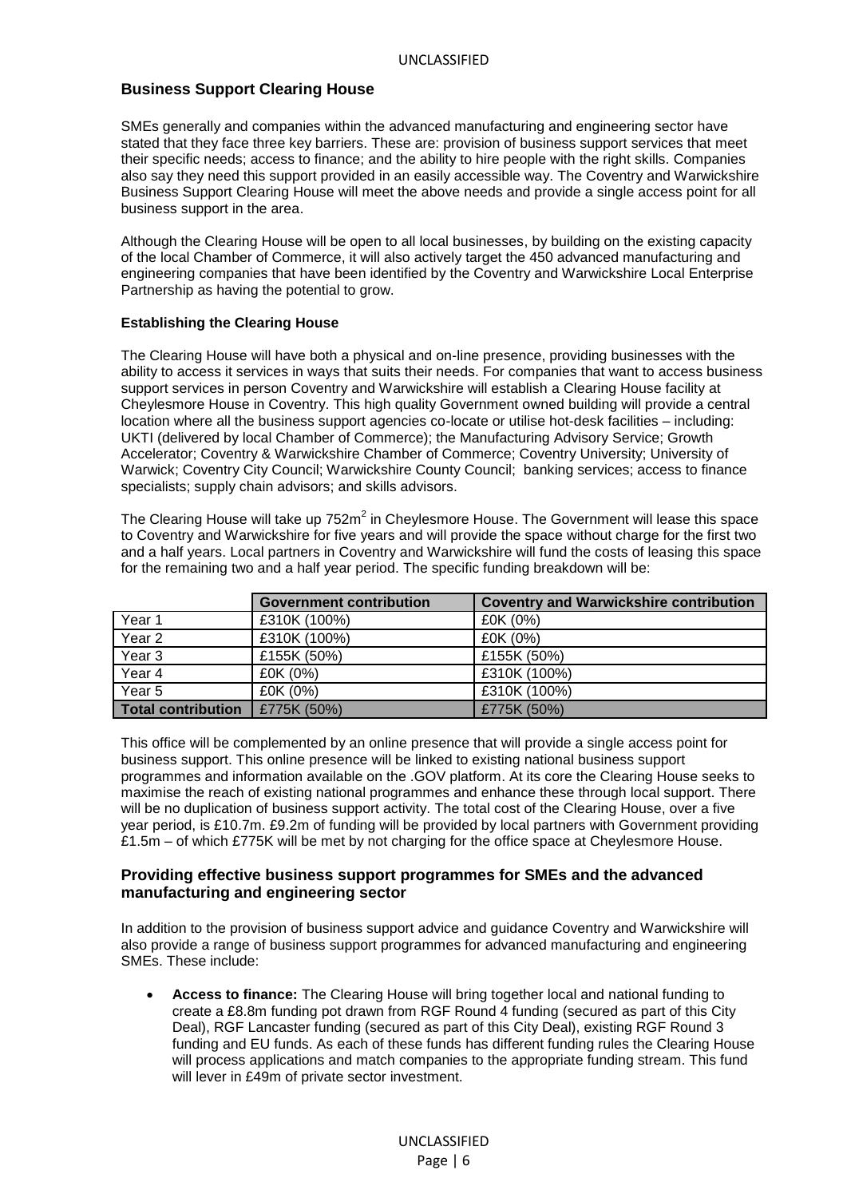## Business Support Clearing House

SMEs generally and companies within the advanced manufacturing and engineering sector have stated that they face three key barriers. These are: provision of business support services that meet their specific needs; access to finance; and the ability to hire people with the right skills. Companies also say they need this support provided in an easily accessible way. The Coventry and Warwickshire Business Support Clearing House will meet the above needs and provide a single access point for all business support in the area.

Although the Clearing House will be open to all local businesses, by building on the existing capacity of the local Chamber of Commerce, it will also actively target the 450 advanced manufacturing and engineering companies that have been identified by the Coventry and Warwickshire Local Enterprise Partnership as having the potential to grow.

### Establishing the Clearing House

The Clearing House will have both a physical and on-line presence, providing businesses with the ability to access it services in ways that suits their needs. For companies that want to access business support services in person Coventry and Warwickshire will establish a Clearing House facility at Cheylesmore House in Coventry. This high quality Government owned building will provide a central location where all the business support agencies co-locate or utilise hot-desk facilities – including: UKTI (delivered by local Chamber of Commerce); the Manufacturing Advisory Service; Growth Accelerator; Coventry & Warwickshire Chamber of Commerce; Coventry University; University of Warwick; Coventry City Council; Warwickshire County Council; banking services; access to finance specialists; supply chain advisors; and skills advisors.

The Clearing House will take up 752m$^2$ in Cheylesmore House. The Government will lease this space to Coventry and Warwickshire for five years and will provide the space without charge for the first two and a half years. Local partners in Coventry and Warwickshire will fund the costs of leasing this space for the remaining two and a half year period. The specific funding breakdown will be:

| | Government contribution | Coventry and Warwickshire contribution |
|---|---|---|
| Year 1 | £310K (100%) | £0K (0%) |
| Year 2 | £310K (100%) | £0K (0%) |
| Year 3 | £155K (50%) | £155K (50%) |
| Year 4 | £0K (0%) | £310K (100%) |
| Year 5 | £0K (0%) | £310K (100%) |
| **Total contribution** | £775K (50%) | £775K (50%) |

This office will be complemented by an online presence that will provide a single access point for business support. This online presence will be linked to existing national business support programmes and information available on the .GOV platform. At its core the Clearing House seeks to maximise the reach of existing national programmes and enhance these through local support. There will be no duplication of business support activity. The total cost of the Clearing House, over a five year period, is £10.7m. £9.2m of funding will be provided by local partners with Government providing £1.5m – of which £775K will be met by not charging for the office space at Cheylesmore House.

## Providing effective business support programmes for SMEs and the advanced manufacturing and engineering sector

In addition to the provision of business support advice and guidance Coventry and Warwickshire will also provide a range of business support programmes for advanced manufacturing and engineering SMEs. These include:

- **Access to finance:** The Clearing House will bring together local and national funding to create a £8.8m funding pot drawn from RGF Round 4 funding (secured as part of this City Deal), RGF Lancaster funding (secured as part of this City Deal), existing RGF Round 3 funding and EU funds. As each of these funds has different funding rules the Clearing House will process applications and match companies to the appropriate funding stream. This fund will lever in £49m of private sector investment.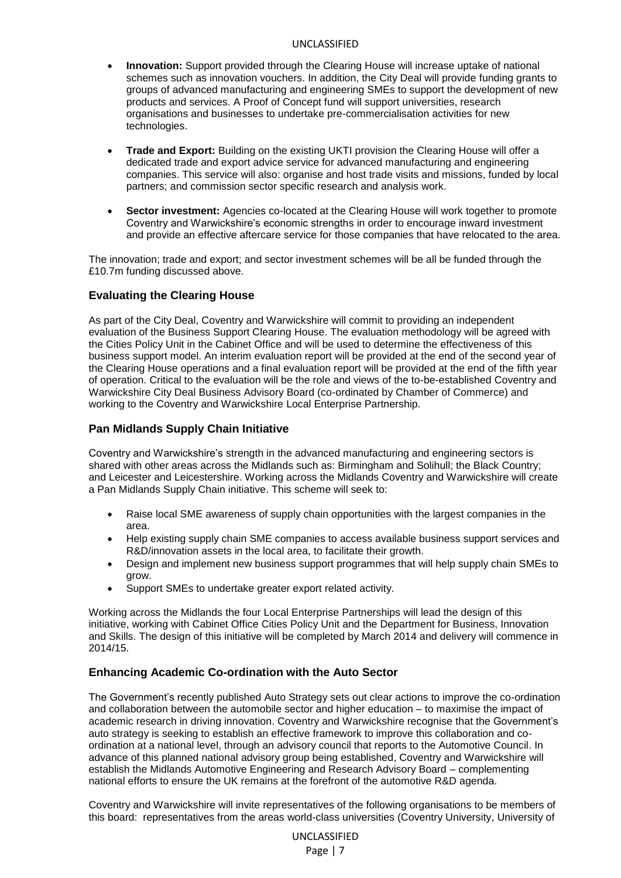- **Innovation:** Support provided through the Clearing House will increase uptake of national schemes such as innovation vouchers. In addition, the City Deal will provide funding grants to groups of advanced manufacturing and engineering SMEs to support the development of new products and services. A Proof of Concept fund will support universities, research organisations and businesses to undertake pre-commercialisation activities for new technologies.

- **Trade and Export:** Building on the existing UKTI provision the Clearing House will offer a dedicated trade and export advice service for advanced manufacturing and engineering companies. This service will also: organise and host trade visits and missions, funded by local partners; and commission sector specific research and analysis work.

- **Sector investment:** Agencies co-located at the Clearing House will work together to promote Coventry and Warwickshire's economic strengths in order to encourage inward investment and provide an effective aftercare service for those companies that have relocated to the area.

The innovation; trade and export; and sector investment schemes will be all be funded through the £10.7m funding discussed above.

### Evaluating the Clearing House

As part of the City Deal, Coventry and Warwickshire will commit to providing an independent evaluation of the Business Support Clearing House. The evaluation methodology will be agreed with the Cities Policy Unit in the Cabinet Office and will be used to determine the effectiveness of this business support model. An interim evaluation report will be provided at the end of the second year of the Clearing House operations and a final evaluation report will be provided at the end of the fifth year of operation. Critical to the evaluation will be the role and views of the to-be-established Coventry and Warwickshire City Deal Business Advisory Board (co-ordinated by Chamber of Commerce) and working to the Coventry and Warwickshire Local Enterprise Partnership.

### Pan Midlands Supply Chain Initiative

Coventry and Warwickshire's strength in the advanced manufacturing and engineering sectors is shared with other areas across the Midlands such as: Birmingham and Solihull; the Black Country; and Leicester and Leicestershire. Working across the Midlands Coventry and Warwickshire will create a Pan Midlands Supply Chain initiative. This scheme will seek to:

- Raise local SME awareness of supply chain opportunities with the largest companies in the area.
- Help existing supply chain SME companies to access available business support services and R&D/innovation assets in the local area, to facilitate their growth.
- Design and implement new business support programmes that will help supply chain SMEs to grow.
- Support SMEs to undertake greater export related activity.

Working across the Midlands the four Local Enterprise Partnerships will lead the design of this initiative, working with Cabinet Office Cities Policy Unit and the Department for Business, Innovation and Skills. The design of this initiative will be completed by March 2014 and delivery will commence in 2014/15.

### Enhancing Academic Co-ordination with the Auto Sector

The Government's recently published Auto Strategy sets out clear actions to improve the co-ordination and collaboration between the automobile sector and higher education – to maximise the impact of academic research in driving innovation. Coventry and Warwickshire recognise that the Government's auto strategy is seeking to establish an effective framework to improve this collaboration and co-ordination at a national level, through an advisory council that reports to the Automotive Council. In advance of this planned national advisory group being established, Coventry and Warwickshire will establish the Midlands Automotive Engineering and Research Advisory Board – complementing national efforts to ensure the UK remains at the forefront of the automotive R&D agenda.

Coventry and Warwickshire will invite representatives of the following organisations to be members of this board: representatives from the areas world-class universities (Coventry University, University of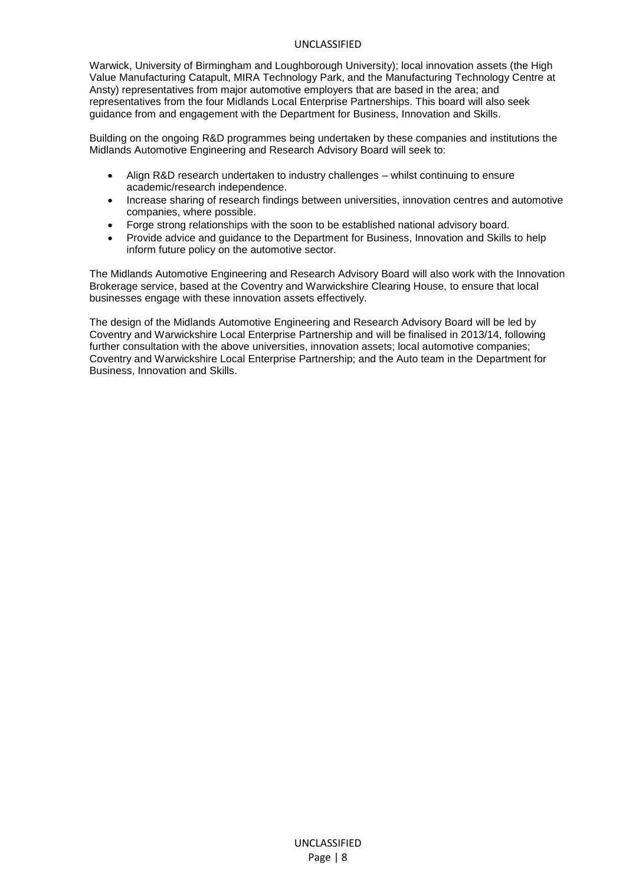Warwick, University of Birmingham and Loughborough University); local innovation assets (the High Value Manufacturing Catapult, MIRA Technology Park, and the Manufacturing Technology Centre at Ansty) representatives from major automotive employers that are based in the area; and representatives from the four Midlands Local Enterprise Partnerships. This board will also seek guidance from and engagement with the Department for Business, Innovation and Skills.

Building on the ongoing R&D programmes being undertaken by these companies and institutions the Midlands Automotive Engineering and Research Advisory Board will seek to:

- Align R&D research undertaken to industry challenges – whilst continuing to ensure academic/research independence.
- Increase sharing of research findings between universities, innovation centres and automotive companies, where possible.
- Forge strong relationships with the soon to be established national advisory board.
- Provide advice and guidance to the Department for Business, Innovation and Skills to help inform future policy on the automotive sector.

The Midlands Automotive Engineering and Research Advisory Board will also work with the Innovation Brokerage service, based at the Coventry and Warwickshire Clearing House, to ensure that local businesses engage with these innovation assets effectively.

The design of the Midlands Automotive Engineering and Research Advisory Board will be led by Coventry and Warwickshire Local Enterprise Partnership and will be finalised in 2013/14, following further consultation with the above universities, innovation assets; local automotive companies; Coventry and Warwickshire Local Enterprise Partnership; and the Auto team in the Department for Business, Innovation and Skills.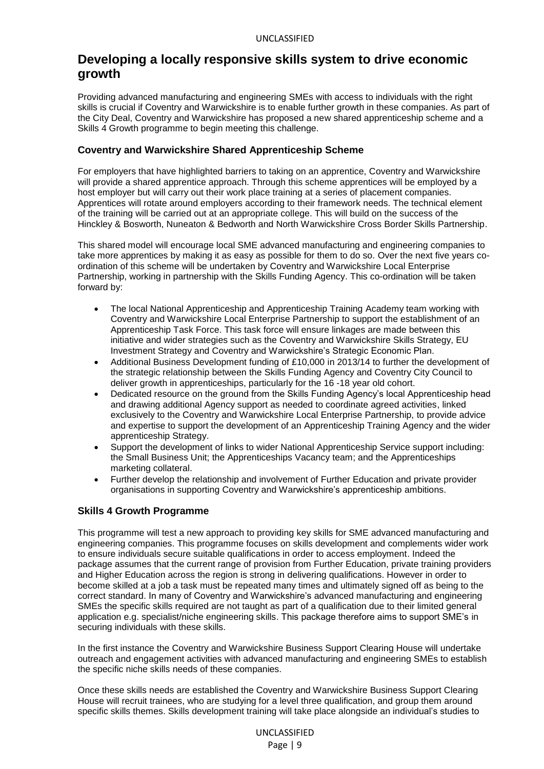## Developing a locally responsive skills system to drive economic growth

Providing advanced manufacturing and engineering SMEs with access to individuals with the right skills is crucial if Coventry and Warwickshire is to enable further growth in these companies. As part of the City Deal, Coventry and Warwickshire has proposed a new shared apprenticeship scheme and a Skills 4 Growth programme to begin meeting this challenge.

### Coventry and Warwickshire Shared Apprenticeship Scheme

For employers that have highlighted barriers to taking on an apprentice, Coventry and Warwickshire will provide a shared apprentice approach. Through this scheme apprentices will be employed by a host employer but will carry out their work place training at a series of placement companies. Apprentices will rotate around employers according to their framework needs. The technical element of the training will be carried out at an appropriate college. This will build on the success of the Hinckley & Bosworth, Nuneaton & Bedworth and North Warwickshire Cross Border Skills Partnership.

This shared model will encourage local SME advanced manufacturing and engineering companies to take more apprentices by making it as easy as possible for them to do so. Over the next five years co-ordination of this scheme will be undertaken by Coventry and Warwickshire Local Enterprise Partnership, working in partnership with the Skills Funding Agency. This co-ordination will be taken forward by:

- The local National Apprenticeship and Apprenticeship Training Academy team working with Coventry and Warwickshire Local Enterprise Partnership to support the establishment of an Apprenticeship Task Force. This task force will ensure linkages are made between this initiative and wider strategies such as the Coventry and Warwickshire Skills Strategy, EU Investment Strategy and Coventry and Warwickshire's Strategic Economic Plan.
- Additional Business Development funding of £10,000 in 2013/14 to further the development of the strategic relationship between the Skills Funding Agency and Coventry City Council to deliver growth in apprenticeships, particularly for the 16 -18 year old cohort.
- Dedicated resource on the ground from the Skills Funding Agency's local Apprenticeship head and drawing additional Agency support as needed to coordinate agreed activities, linked exclusively to the Coventry and Warwickshire Local Enterprise Partnership, to provide advice and expertise to support the development of an Apprenticeship Training Agency and the wider apprenticeship Strategy.
- Support the development of links to wider National Apprenticeship Service support including: the Small Business Unit; the Apprenticeships Vacancy team; and the Apprenticeships marketing collateral.
- Further develop the relationship and involvement of Further Education and private provider organisations in supporting Coventry and Warwickshire's apprenticeship ambitions.

### Skills 4 Growth Programme

This programme will test a new approach to providing key skills for SME advanced manufacturing and engineering companies. This programme focuses on skills development and complements wider work to ensure individuals secure suitable qualifications in order to access employment. Indeed the package assumes that the current range of provision from Further Education, private training providers and Higher Education across the region is strong in delivering qualifications. However in order to become skilled at a job a task must be repeated many times and ultimately signed off as being to the correct standard. In many of Coventry and Warwickshire's advanced manufacturing and engineering SMEs the specific skills required are not taught as part of a qualification due to their limited general application e.g. specialist/niche engineering skills. This package therefore aims to support SME's in securing individuals with these skills.

In the first instance the Coventry and Warwickshire Business Support Clearing House will undertake outreach and engagement activities with advanced manufacturing and engineering SMEs to establish the specific niche skills needs of these companies.

Once these skills needs are established the Coventry and Warwickshire Business Support Clearing House will recruit trainees, who are studying for a level three qualification, and group them around specific skills themes. Skills development training will take place alongside an individual's studies to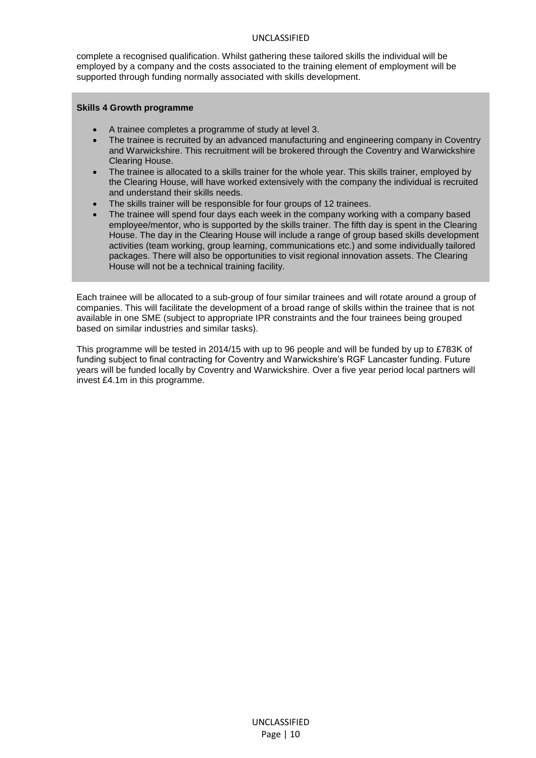complete a recognised qualification. Whilst gathering these tailored skills the individual will be employed by a company and the costs associated to the training element of employment will be supported through funding normally associated with skills development.

**Skills 4 Growth programme**

- A trainee completes a programme of study at level 3.
- The trainee is recruited by an advanced manufacturing and engineering company in Coventry and Warwickshire. This recruitment will be brokered through the Coventry and Warwickshire Clearing House.
- The trainee is allocated to a skills trainer for the whole year. This skills trainer, employed by the Clearing House, will have worked extensively with the company the individual is recruited and understand their skills needs.
- The skills trainer will be responsible for four groups of 12 trainees.
- The trainee will spend four days each week in the company working with a company based employee/mentor, who is supported by the skills trainer. The fifth day is spent in the Clearing House. The day in the Clearing House will include a range of group based skills development activities (team working, group learning, communications etc.) and some individually tailored packages. There will also be opportunities to visit regional innovation assets. The Clearing House will not be a technical training facility.

Each trainee will be allocated to a sub-group of four similar trainees and will rotate around a group of companies. This will facilitate the development of a broad range of skills within the trainee that is not available in one SME (subject to appropriate IPR constraints and the four trainees being grouped based on similar industries and similar tasks).

This programme will be tested in 2014/15 with up to 96 people and will be funded by up to £783K of funding subject to final contracting for Coventry and Warwickshire's RGF Lancaster funding. Future years will be funded locally by Coventry and Warwickshire. Over a five year period local partners will invest £4.1m in this programme.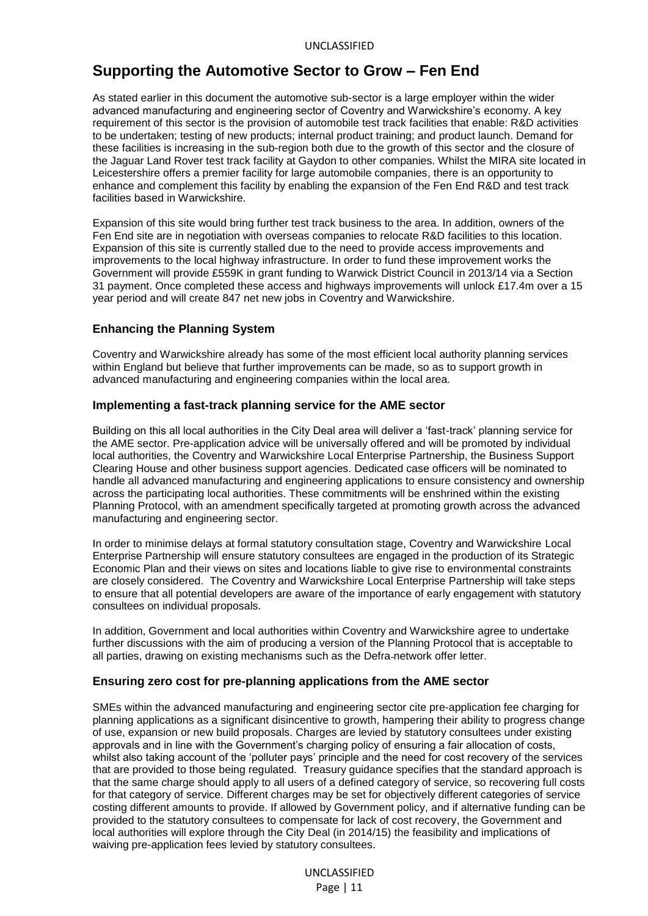## Supporting the Automotive Sector to Grow – Fen End

As stated earlier in this document the automotive sub-sector is a large employer within the wider advanced manufacturing and engineering sector of Coventry and Warwickshire's economy. A key requirement of this sector is the provision of automobile test track facilities that enable: R&D activities to be undertaken; testing of new products; internal product training; and product launch. Demand for these facilities is increasing in the sub-region both due to the growth of this sector and the closure of the Jaguar Land Rover test track facility at Gaydon to other companies. Whilst the MIRA site located in Leicestershire offers a premier facility for large automobile companies, there is an opportunity to enhance and complement this facility by enabling the expansion of the Fen End R&D and test track facilities based in Warwickshire.

Expansion of this site would bring further test track business to the area. In addition, owners of the Fen End site are in negotiation with overseas companies to relocate R&D facilities to this location. Expansion of this site is currently stalled due to the need to provide access improvements and improvements to the local highway infrastructure. In order to fund these improvement works the Government will provide £559K in grant funding to Warwick District Council in 2013/14 via a Section 31 payment. Once completed these access and highways improvements will unlock £17.4m over a 15 year period and will create 847 net new jobs in Coventry and Warwickshire.

### Enhancing the Planning System

Coventry and Warwickshire already has some of the most efficient local authority planning services within England but believe that further improvements can be made, so as to support growth in advanced manufacturing and engineering companies within the local area.

### Implementing a fast-track planning service for the AME sector

Building on this all local authorities in the City Deal area will deliver a 'fast-track' planning service for the AME sector. Pre-application advice will be universally offered and will be promoted by individual local authorities, the Coventry and Warwickshire Local Enterprise Partnership, the Business Support Clearing House and other business support agencies. Dedicated case officers will be nominated to handle all advanced manufacturing and engineering applications to ensure consistency and ownership across the participating local authorities. These commitments will be enshrined within the existing Planning Protocol, with an amendment specifically targeted at promoting growth across the advanced manufacturing and engineering sector.

In order to minimise delays at formal statutory consultation stage, Coventry and Warwickshire Local Enterprise Partnership will ensure statutory consultees are engaged in the production of its Strategic Economic Plan and their views on sites and locations liable to give rise to environmental constraints are closely considered. The Coventry and Warwickshire Local Enterprise Partnership will take steps to ensure that all potential developers are aware of the importance of early engagement with statutory consultees on individual proposals.

In addition, Government and local authorities within Coventry and Warwickshire agree to undertake further discussions with the aim of producing a version of the Planning Protocol that is acceptable to all parties, drawing on existing mechanisms such as the Defra-network offer letter.

### Ensuring zero cost for pre-planning applications from the AME sector

SMEs within the advanced manufacturing and engineering sector cite pre-application fee charging for planning applications as a significant disincentive to growth, hampering their ability to progress change of use, expansion or new build proposals. Charges are levied by statutory consultees under existing approvals and in line with the Government's charging policy of ensuring a fair allocation of costs, whilst also taking account of the 'polluter pays' principle and the need for cost recovery of the services that are provided to those being regulated. Treasury guidance specifies that the standard approach is that the same charge should apply to all users of a defined category of service, so recovering full costs for that category of service. Different charges may be set for objectively different categories of service costing different amounts to provide. If allowed by Government policy, and if alternative funding can be provided to the statutory consultees to compensate for lack of cost recovery, the Government and local authorities will explore through the City Deal (in 2014/15) the feasibility and implications of waiving pre-application fees levied by statutory consultees.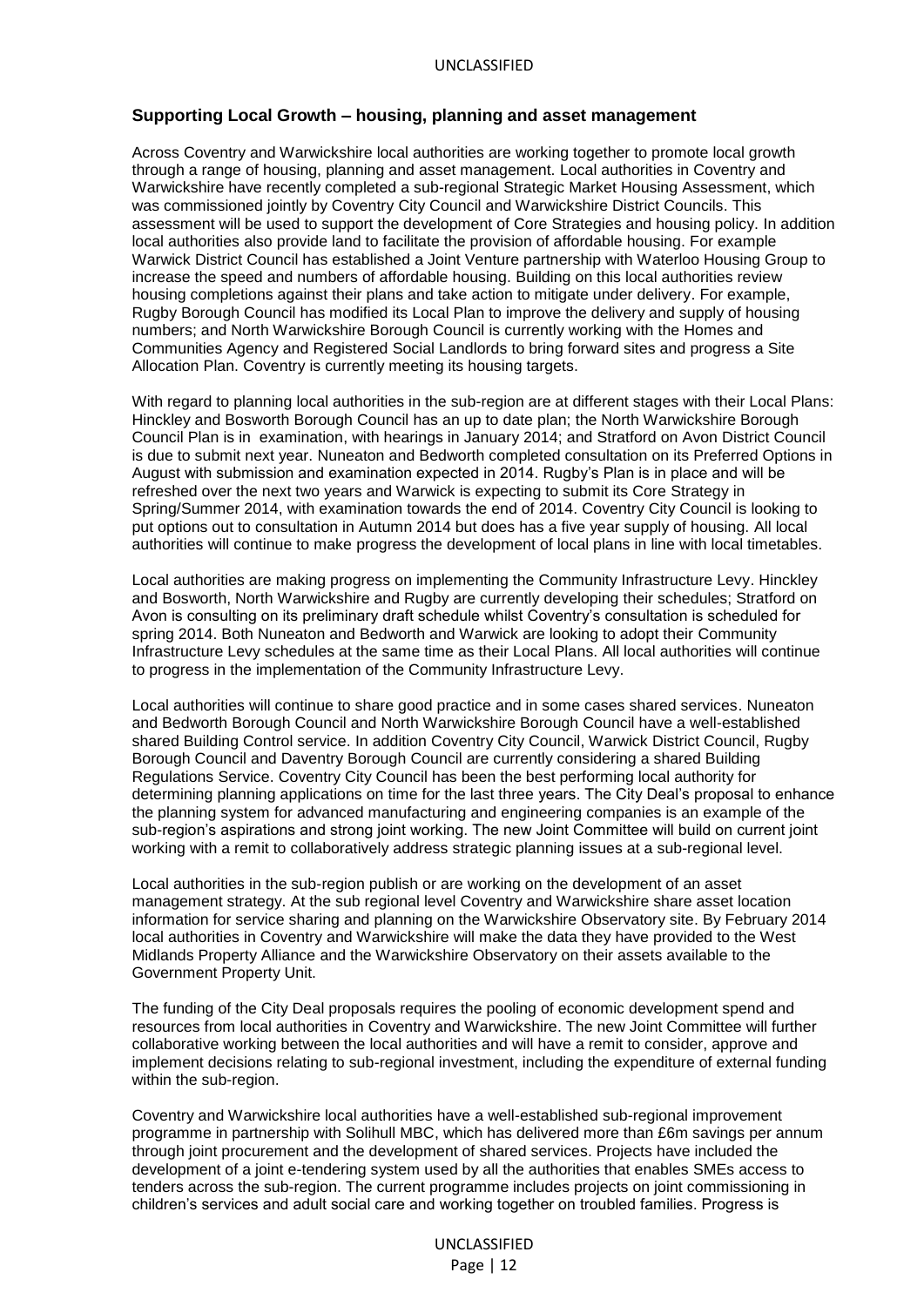## Supporting Local Growth – housing, planning and asset management

Across Coventry and Warwickshire local authorities are working together to promote local growth through a range of housing, planning and asset management. Local authorities in Coventry and Warwickshire have recently completed a sub-regional Strategic Market Housing Assessment, which was commissioned jointly by Coventry City Council and Warwickshire District Councils. This assessment will be used to support the development of Core Strategies and housing policy. In addition local authorities also provide land to facilitate the provision of affordable housing. For example Warwick District Council has established a Joint Venture partnership with Waterloo Housing Group to increase the speed and numbers of affordable housing. Building on this local authorities review housing completions against their plans and take action to mitigate under delivery. For example, Rugby Borough Council has modified its Local Plan to improve the delivery and supply of housing numbers; and North Warwickshire Borough Council is currently working with the Homes and Communities Agency and Registered Social Landlords to bring forward sites and progress a Site Allocation Plan. Coventry is currently meeting its housing targets.

With regard to planning local authorities in the sub-region are at different stages with their Local Plans: Hinckley and Bosworth Borough Council has an up to date plan; the North Warwickshire Borough Council Plan is in examination, with hearings in January 2014; and Stratford on Avon District Council is due to submit next year. Nuneaton and Bedworth completed consultation on its Preferred Options in August with submission and examination expected in 2014. Rugby's Plan is in place and will be refreshed over the next two years and Warwick is expecting to submit its Core Strategy in Spring/Summer 2014, with examination towards the end of 2014. Coventry City Council is looking to put options out to consultation in Autumn 2014 but does has a five year supply of housing. All local authorities will continue to make progress the development of local plans in line with local timetables.

Local authorities are making progress on implementing the Community Infrastructure Levy. Hinckley and Bosworth, North Warwickshire and Rugby are currently developing their schedules; Stratford on Avon is consulting on its preliminary draft schedule whilst Coventry's consultation is scheduled for spring 2014. Both Nuneaton and Bedworth and Warwick are looking to adopt their Community Infrastructure Levy schedules at the same time as their Local Plans. All local authorities will continue to progress in the implementation of the Community Infrastructure Levy.

Local authorities will continue to share good practice and in some cases shared services. Nuneaton and Bedworth Borough Council and North Warwickshire Borough Council have a well-established shared Building Control service. In addition Coventry City Council, Warwick District Council, Rugby Borough Council and Daventry Borough Council are currently considering a shared Building Regulations Service. Coventry City Council has been the best performing local authority for determining planning applications on time for the last three years. The City Deal's proposal to enhance the planning system for advanced manufacturing and engineering companies is an example of the sub-region's aspirations and strong joint working. The new Joint Committee will build on current joint working with a remit to collaboratively address strategic planning issues at a sub-regional level.

Local authorities in the sub-region publish or are working on the development of an asset management strategy. At the sub regional level Coventry and Warwickshire share asset location information for service sharing and planning on the Warwickshire Observatory site. By February 2014 local authorities in Coventry and Warwickshire will make the data they have provided to the West Midlands Property Alliance and the Warwickshire Observatory on their assets available to the Government Property Unit.

The funding of the City Deal proposals requires the pooling of economic development spend and resources from local authorities in Coventry and Warwickshire. The new Joint Committee will further collaborative working between the local authorities and will have a remit to consider, approve and implement decisions relating to sub-regional investment, including the expenditure of external funding within the sub-region.

Coventry and Warwickshire local authorities have a well-established sub-regional improvement programme in partnership with Solihull MBC, which has delivered more than £6m savings per annum through joint procurement and the development of shared services. Projects have included the development of a joint e-tendering system used by all the authorities that enables SMEs access to tenders across the sub-region. The current programme includes projects on joint commissioning in children's services and adult social care and working together on troubled families. Progress is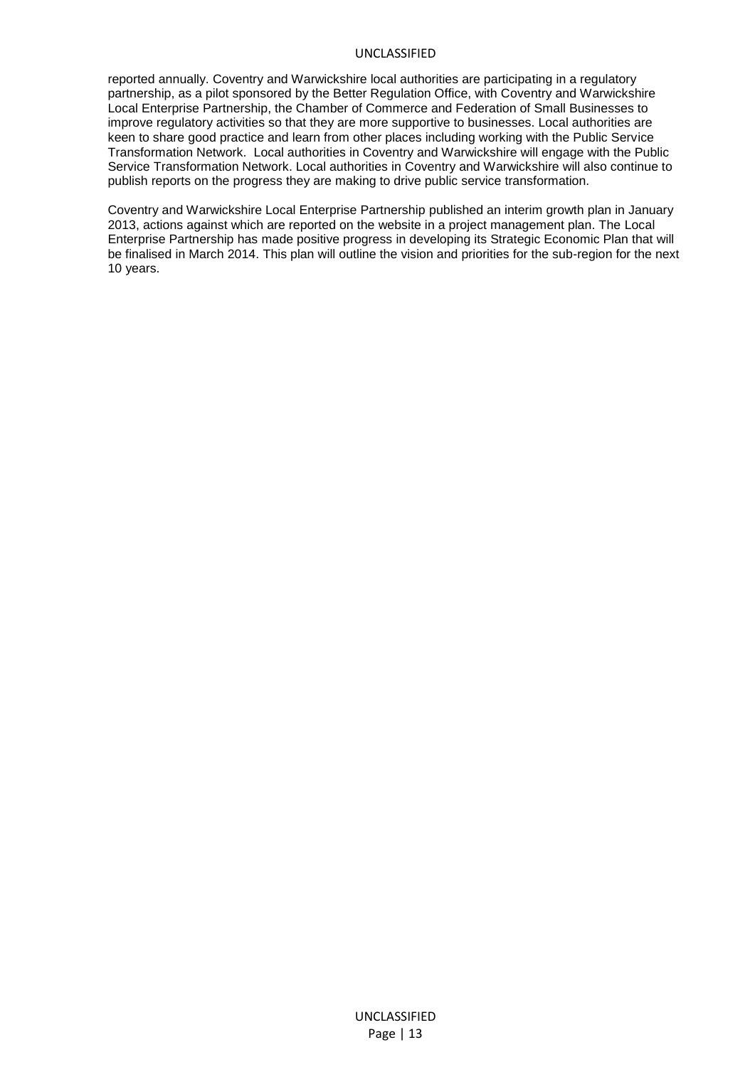reported annually. Coventry and Warwickshire local authorities are participating in a regulatory partnership, as a pilot sponsored by the Better Regulation Office, with Coventry and Warwickshire Local Enterprise Partnership, the Chamber of Commerce and Federation of Small Businesses to improve regulatory activities so that they are more supportive to businesses. Local authorities are keen to share good practice and learn from other places including working with the Public Service Transformation Network. Local authorities in Coventry and Warwickshire will engage with the Public Service Transformation Network. Local authorities in Coventry and Warwickshire will also continue to publish reports on the progress they are making to drive public service transformation.

Coventry and Warwickshire Local Enterprise Partnership published an interim growth plan in January 2013, actions against which are reported on the website in a project management plan. The Local Enterprise Partnership has made positive progress in developing its Strategic Economic Plan that will be finalised in March 2014. This plan will outline the vision and priorities for the sub-region for the next 10 years.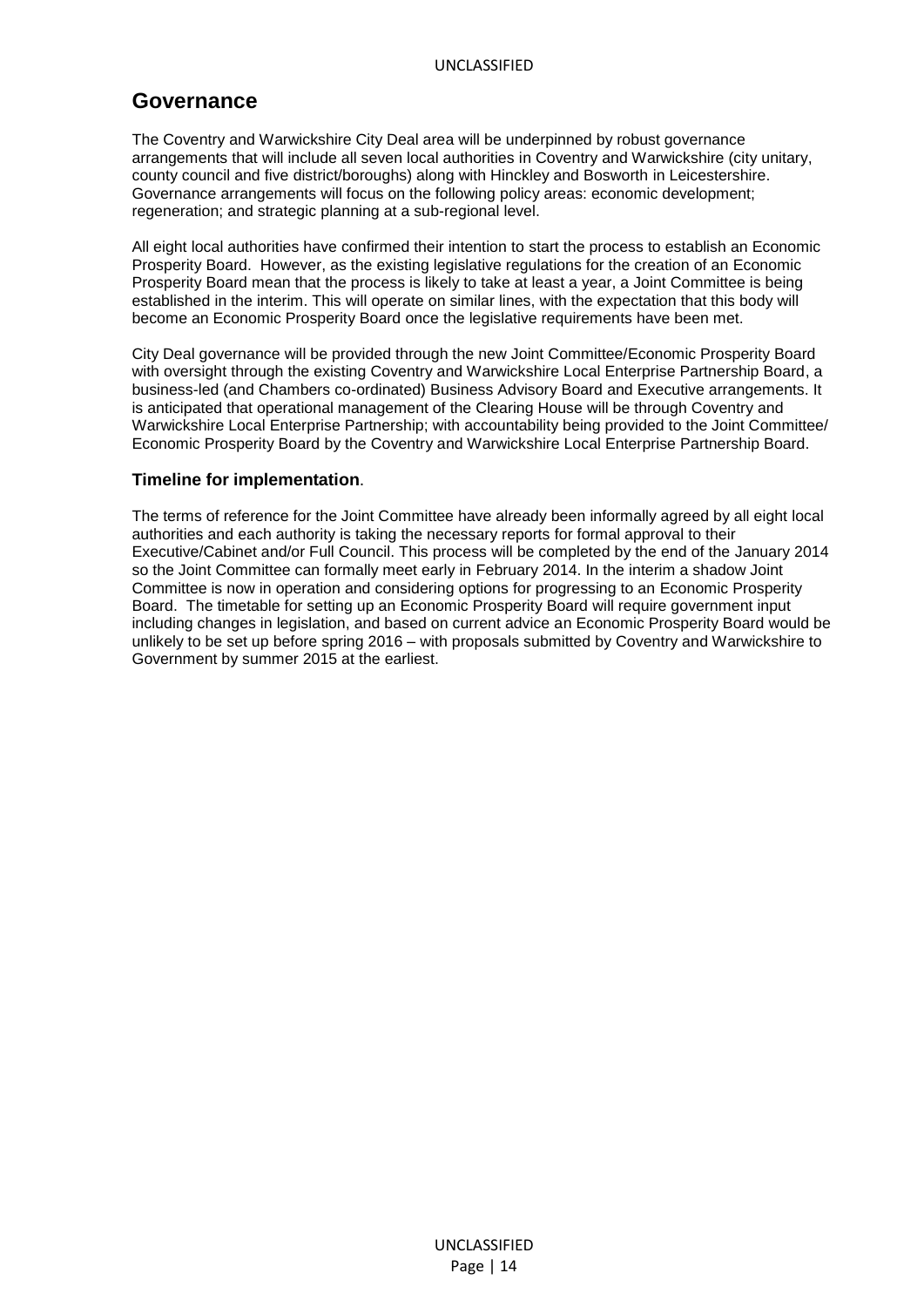## Governance

The Coventry and Warwickshire City Deal area will be underpinned by robust governance arrangements that will include all seven local authorities in Coventry and Warwickshire (city unitary, county council and five district/boroughs) along with Hinckley and Bosworth in Leicestershire. Governance arrangements will focus on the following policy areas: economic development; regeneration; and strategic planning at a sub-regional level.

All eight local authorities have confirmed their intention to start the process to establish an Economic Prosperity Board. However, as the existing legislative regulations for the creation of an Economic Prosperity Board mean that the process is likely to take at least a year, a Joint Committee is being established in the interim. This will operate on similar lines, with the expectation that this body will become an Economic Prosperity Board once the legislative requirements have been met.

City Deal governance will be provided through the new Joint Committee/Economic Prosperity Board with oversight through the existing Coventry and Warwickshire Local Enterprise Partnership Board, a business-led (and Chambers co-ordinated) Business Advisory Board and Executive arrangements. It is anticipated that operational management of the Clearing House will be through Coventry and Warwickshire Local Enterprise Partnership; with accountability being provided to the Joint Committee/ Economic Prosperity Board by the Coventry and Warwickshire Local Enterprise Partnership Board.

### Timeline for implementation.

The terms of reference for the Joint Committee have already been informally agreed by all eight local authorities and each authority is taking the necessary reports for formal approval to their Executive/Cabinet and/or Full Council. This process will be completed by the end of the January 2014 so the Joint Committee can formally meet early in February 2014. In the interim a shadow Joint Committee is now in operation and considering options for progressing to an Economic Prosperity Board. The timetable for setting up an Economic Prosperity Board will require government input including changes in legislation, and based on current advice an Economic Prosperity Board would be unlikely to be set up before spring 2016 – with proposals submitted by Coventry and Warwickshire to Government by summer 2015 at the earliest.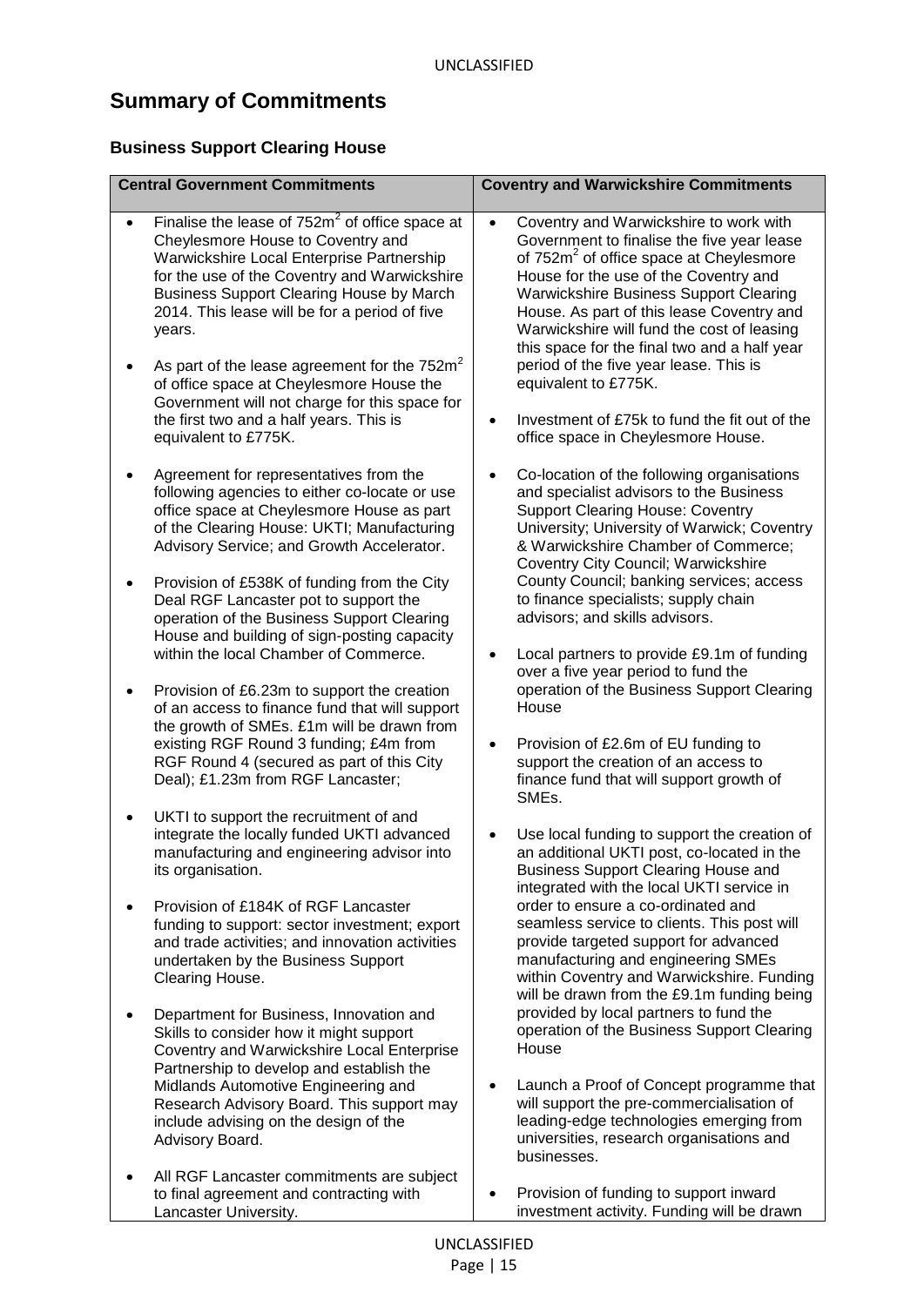# Summary of Commitments

## Business Support Clearing House

| Central Government Commitments | Coventry and Warwickshire Commitments |
|---|---|
| <ul><li>Finalise the lease of $752m^2$ of office space at Cheylesmore House to Coventry and Warwickshire Local Enterprise Partnership for the use of the Coventry and Warwickshire Business Support Clearing House by March 2014. This lease will be for a period of five years.</li><li>As part of the lease agreement for the $752m^2$ of office space at Cheylesmore House the Government will not charge for this space for the first two and a half years. This is equivalent to £775K.</li><li>Agreement for representatives from the following agencies to either co-locate or use office space at Cheylesmore House as part of the Clearing House: UKTI; Manufacturing Advisory Service; and Growth Accelerator.</li><li>Provision of £538K of funding from the City Deal RGF Lancaster pot to support the operation of the Business Support Clearing House and building of sign-posting capacity within the local Chamber of Commerce.</li><li>Provision of £6.23m to support the creation of an access to finance fund that will support the growth of SMEs. £1m will be drawn from existing RGF Round 3 funding; £4m from RGF Round 4 (secured as part of this City Deal); £1.23m from RGF Lancaster;</li><li>UKTI to support the recruitment of and integrate the locally funded UKTI advanced manufacturing and engineering advisor into its organisation.</li><li>Provision of £184K of RGF Lancaster funding to support: sector investment; export and trade activities; and innovation activities undertaken by the Business Support Clearing House.</li><li>Department for Business, Innovation and Skills to consider how it might support Coventry and Warwickshire Local Enterprise Partnership to develop and establish the Midlands Automotive Engineering and Research Advisory Board. This support may include advising on the design of the Advisory Board.</li><li>All RGF Lancaster commitments are subject to final agreement and contracting with Lancaster University.</li></ul> | <ul><li>Coventry and Warwickshire to work with Government to finalise the five year lease of $752m^2$ of office space at Cheylesmore House for the use of the Coventry and Warwickshire Business Support Clearing House. As part of this lease Coventry and Warwickshire will fund the cost of leasing this space for the final two and a half year period of the five year lease. This is equivalent to £775K.</li><li>Investment of £75k to fund the fit out of the office space in Cheylesmore House.</li><li>Co-location of the following organisations and specialist advisors to the Business Support Clearing House: Coventry University; University of Warwick; Coventry & Warwickshire Chamber of Commerce; Coventry City Council; Warwickshire County Council; banking services; access to finance specialists; supply chain advisors; and skills advisors.</li><li>Local partners to provide £9.1m of funding over a five year period to fund the operation of the Business Support Clearing House</li><li>Provision of £2.6m of EU funding to support the creation of an access to finance fund that will support growth of SMEs.</li><li>Use local funding to support the creation of an additional UKTI post, co-located in the Business Support Clearing House and integrated with the local UKTI service in order to ensure a co-ordinated and seamless service to clients. This post will provide targeted support for advanced manufacturing and engineering SMEs within Coventry and Warwickshire. Funding will be drawn from the £9.1m funding being provided by local partners to fund the operation of the Business Support Clearing House</li><li>Launch a Proof of Concept programme that will support the pre-commercialisation of leading-edge technologies emerging from universities, research organisations and businesses.</li><li>Provision of funding to support inward investment activity. Funding will be drawn</li></ul> |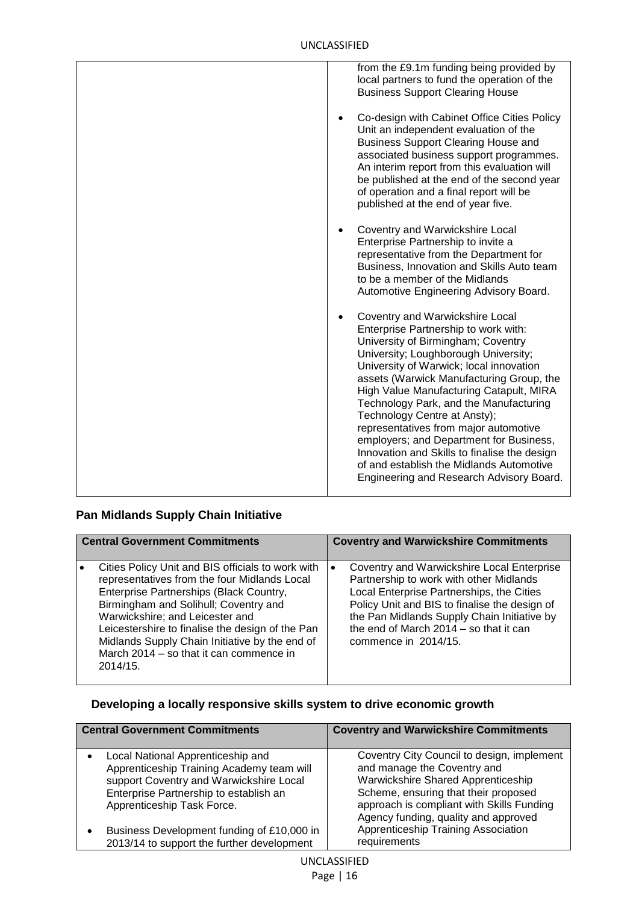| | |
|---|---|
| | from the £9.1m funding being provided by local partners to fund the operation of the Business Support Clearing House<br><br>• Co-design with Cabinet Office Cities Policy Unit an independent evaluation of the Business Support Clearing House and associated business support programmes. An interim report from this evaluation will be published at the end of the second year of operation and a final report will be published at the end of year five.<br><br>• Coventry and Warwickshire Local Enterprise Partnership to invite a representative from the Department for Business, Innovation and Skills Auto team to be a member of the Midlands Automotive Engineering Advisory Board.<br><br>• Coventry and Warwickshire Local Enterprise Partnership to work with: University of Birmingham; Coventry University; Loughborough University; University of Warwick; local innovation assets (Warwick Manufacturing Group, the High Value Manufacturing Catapult, MIRA Technology Park, and the Manufacturing Technology Centre at Ansty); representatives from major automotive employers; and Department for Business, Innovation and Skills to finalise the design of and establish the Midlands Automotive Engineering and Research Advisory Board. |

## Pan Midlands Supply Chain Initiative

| Central Government Commitments | Coventry and Warwickshire Commitments |
|---|---|
| • Cities Policy Unit and BIS officials to work with representatives from the four Midlands Local Enterprise Partnerships (Black Country, Birmingham and Solihull; Coventry and Warwickshire; and Leicester and Leicestershire to finalise the design of the Pan Midlands Supply Chain Initiative by the end of March 2014 – so that it can commence in 2014/15. | • Coventry and Warwickshire Local Enterprise Partnership to work with other Midlands Local Enterprise Partnerships, the Cities Policy Unit and BIS to finalise the design of the Pan Midlands Supply Chain Initiative by the end of March 2014 – so that it can commence in 2014/15. |

## Developing a locally responsive skills system to drive economic growth

| Central Government Commitments | Coventry and Warwickshire Commitments |
|---|---|
| • Local National Apprenticeship and Apprenticeship Training Academy team will support Coventry and Warwickshire Local Enterprise Partnership to establish an Apprenticeship Task Force.<br><br>• Business Development funding of £10,000 in 2013/14 to support the further development | Coventry City Council to design, implement and manage the Coventry and Warwickshire Shared Apprenticeship Scheme, ensuring that their proposed approach is compliant with Skills Funding Agency funding, quality and approved Apprenticeship Training Association requirements |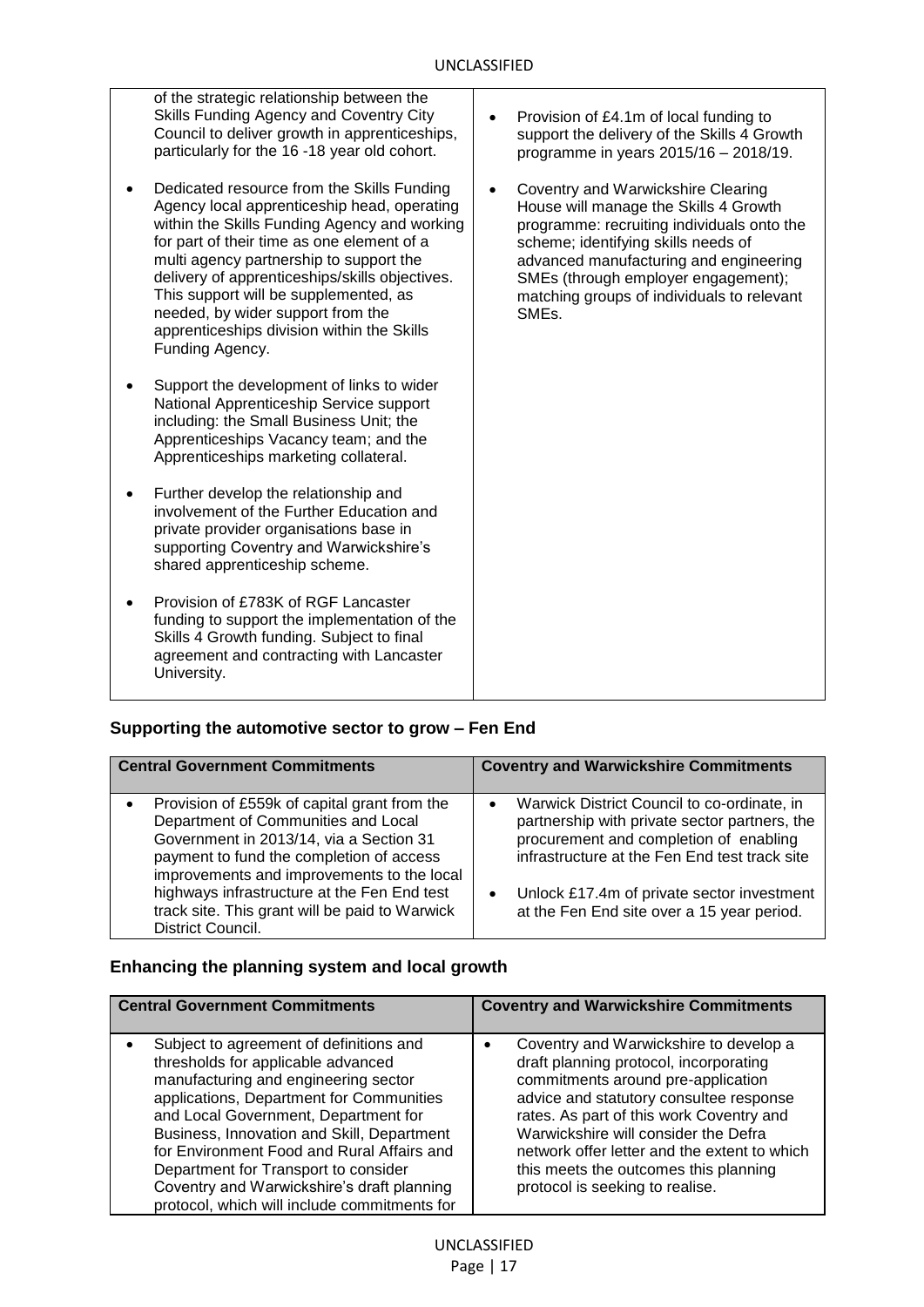| | |
|---|---|
| of the strategic relationship between the Skills Funding Agency and Coventry City Council to deliver growth in apprenticeships, particularly for the 16 -18 year old cohort.<br><br>• Dedicated resource from the Skills Funding Agency local apprenticeship head, operating within the Skills Funding Agency and working for part of their time as one element of a multi agency partnership to support the delivery of apprenticeships/skills objectives. This support will be supplemented, as needed, by wider support from the apprenticeships division within the Skills Funding Agency.<br><br>• Support the development of links to wider National Apprenticeship Service support including: the Small Business Unit; the Apprenticeships Vacancy team; and the Apprenticeships marketing collateral.<br><br>• Further develop the relationship and involvement of the Further Education and private provider organisations base in supporting Coventry and Warwickshire's shared apprenticeship scheme.<br><br>• Provision of £783K of RGF Lancaster funding to support the implementation of the Skills 4 Growth funding. Subject to final agreement and contracting with Lancaster University. | • Provision of £4.1m of local funding to support the delivery of the Skills 4 Growth programme in years 2015/16 – 2018/19.<br><br>• Coventry and Warwickshire Clearing House will manage the Skills 4 Growth programme: recruiting individuals onto the scheme; identifying skills needs of advanced manufacturing and engineering SMEs (through employer engagement); matching groups of individuals to relevant SMEs. |

## Supporting the automotive sector to grow – Fen End

| Central Government Commitments | Coventry and Warwickshire Commitments |
|---|---|
| • Provision of £559k of capital grant from the Department of Communities and Local Government in 2013/14, via a Section 31 payment to fund the completion of access improvements and improvements to the local highways infrastructure at the Fen End test track site. This grant will be paid to Warwick District Council. | • Warwick District Council to co-ordinate, in partnership with private sector partners, the procurement and completion of enabling infrastructure at the Fen End test track site<br><br>• Unlock £17.4m of private sector investment at the Fen End site over a 15 year period. |

## Enhancing the planning system and local growth

| Central Government Commitments | Coventry and Warwickshire Commitments |
|---|---|
| • Subject to agreement of definitions and thresholds for applicable advanced manufacturing and engineering sector applications, Department for Communities and Local Government, Department for Business, Innovation and Skill, Department for Environment Food and Rural Affairs and Department for Transport to consider Coventry and Warwickshire's draft planning protocol, which will include commitments for | • Coventry and Warwickshire to develop a draft planning protocol, incorporating commitments around pre-application advice and statutory consultee response rates. As part of this work Coventry and Warwickshire will consider the Defra network offer letter and the extent to which this meets the outcomes this planning protocol is seeking to realise. |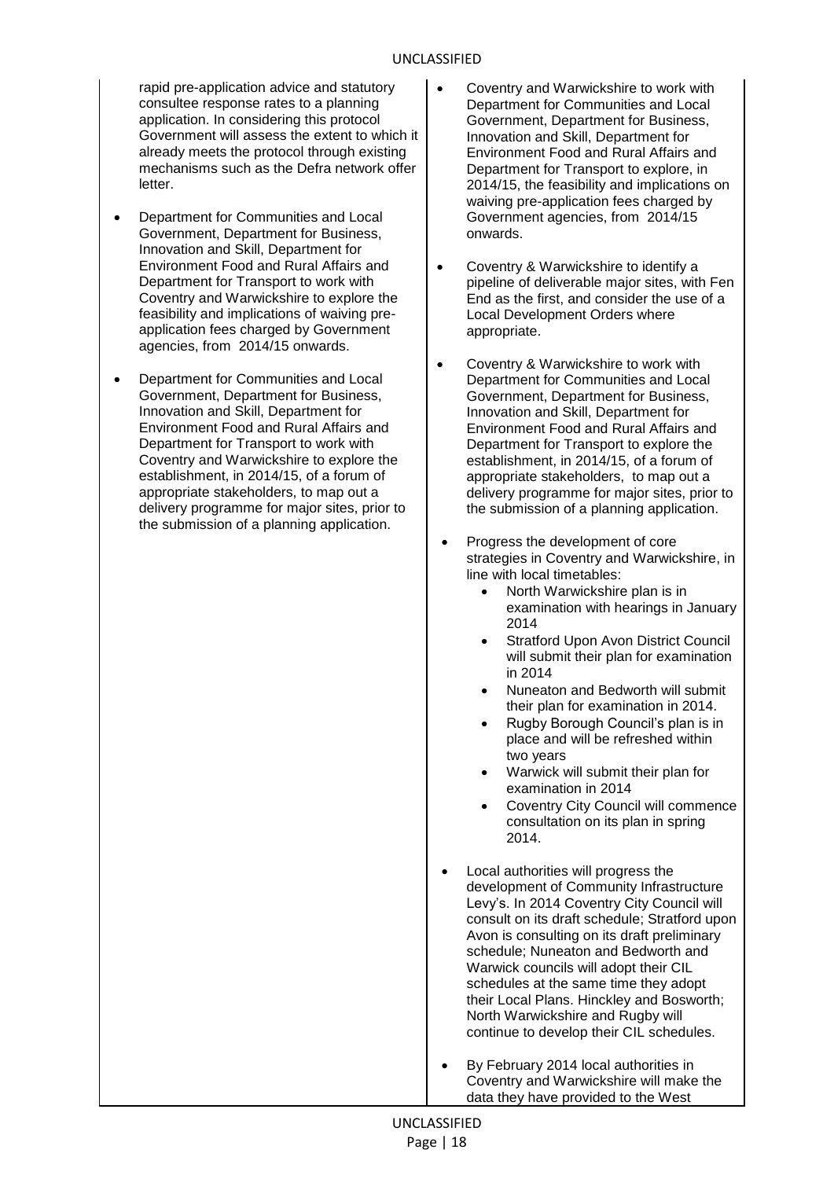| | |
|---|---|
| rapid pre-application advice and statutory consultee response rates to a planning application. In considering this protocol Government will assess the extent to which it already meets the protocol through existing mechanisms such as the Defra network offer letter.<br><br>• Department for Communities and Local Government, Department for Business, Innovation and Skill, Department for Environment Food and Rural Affairs and Department for Transport to work with Coventry and Warwickshire to explore the feasibility and implications of waiving pre-application fees charged by Government agencies, from 2014/15 onwards.<br><br>• Department for Communities and Local Government, Department for Business, Innovation and Skill, Department for Environment Food and Rural Affairs and Department for Transport to work with Coventry and Warwickshire to explore the establishment, in 2014/15, of a forum of appropriate stakeholders, to map out a delivery programme for major sites, prior to the submission of a planning application. | • Coventry and Warwickshire to work with Department for Communities and Local Government, Department for Business, Innovation and Skill, Department for Environment Food and Rural Affairs and Department for Transport to explore, in 2014/15, the feasibility and implications on waiving pre-application fees charged by Government agencies, from 2014/15 onwards.<br><br>• Coventry & Warwickshire to identify a pipeline of deliverable major sites, with Fen End as the first, and consider the use of a Local Development Orders where appropriate.<br><br>• Coventry & Warwickshire to work with Department for Communities and Local Government, Department for Business, Innovation and Skill, Department for Environment Food and Rural Affairs and Department for Transport to explore the establishment, in 2014/15, of a forum of appropriate stakeholders, to map out a delivery programme for major sites, prior to the submission of a planning application.<br><br>• Progress the development of core strategies in Coventry and Warwickshire, in line with local timetables:<br>&nbsp;&nbsp;◦ North Warwickshire plan is in examination with hearings in January 2014<br>&nbsp;&nbsp;◦ Stratford Upon Avon District Council will submit their plan for examination in 2014<br>&nbsp;&nbsp;◦ Nuneaton and Bedworth will submit their plan for examination in 2014.<br>&nbsp;&nbsp;◦ Rugby Borough Council's plan is in place and will be refreshed within two years<br>&nbsp;&nbsp;◦ Warwick will submit their plan for examination in 2014<br>&nbsp;&nbsp;◦ Coventry City Council will commence consultation on its plan in spring 2014.<br><br>• Local authorities will progress the development of Community Infrastructure Levy's. In 2014 Coventry City Council will consult on its draft schedule; Stratford upon Avon is consulting on its draft preliminary schedule; Nuneaton and Bedworth and Warwick councils will adopt their CIL schedules at the same time they adopt their Local Plans. Hinckley and Bosworth; North Warwickshire and Rugby will continue to develop their CIL schedules.<br><br>• By February 2014 local authorities in Coventry and Warwickshire will make the data they have provided to the West |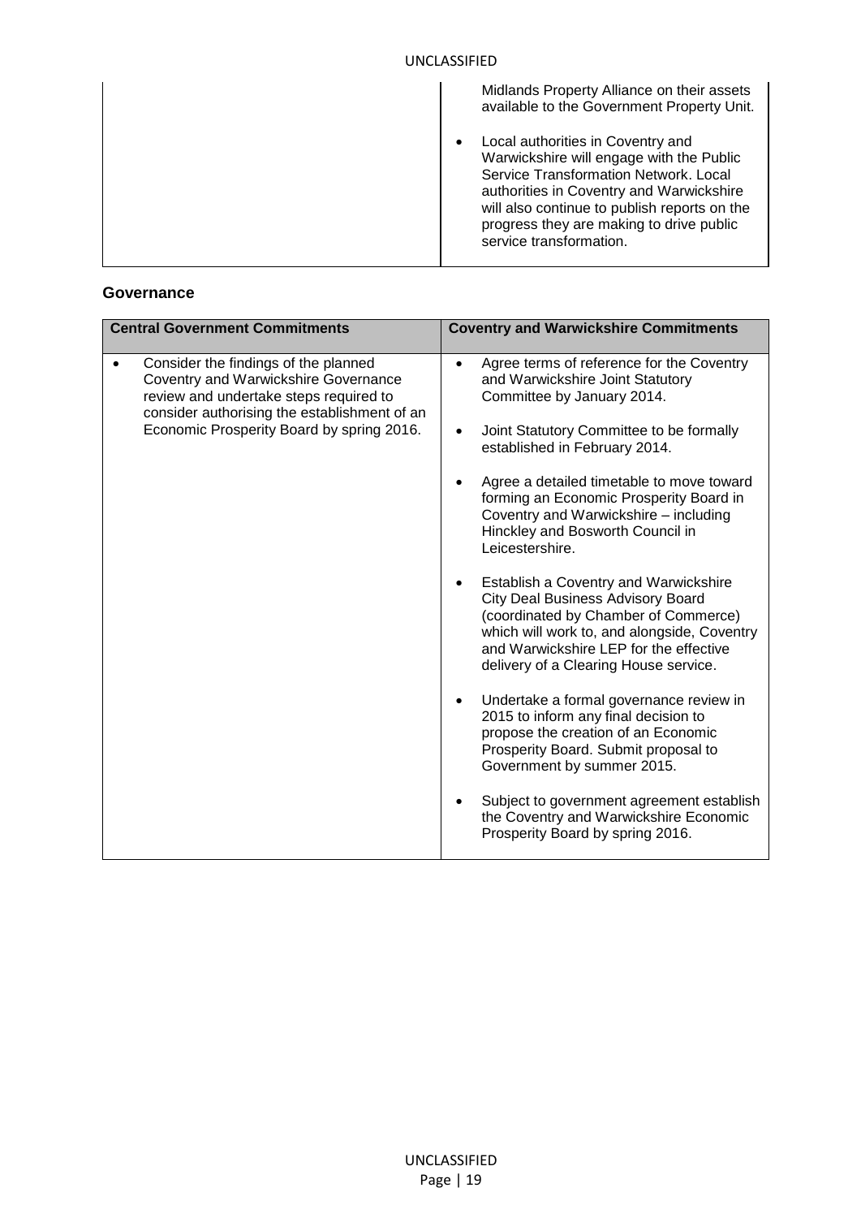| | Midlands Property Alliance on their assets available to the Government Property Unit.<br><br>• Local authorities in Coventry and Warwickshire will engage with the Public Service Transformation Network. Local authorities in Coventry and Warwickshire will also continue to publish reports on the progress they are making to drive public service transformation. |
|---|---|

## Governance

| Central Government Commitments | Coventry and Warwickshire Commitments |
|---|---|
| • Consider the findings of the planned Coventry and Warwickshire Governance review and undertake steps required to consider authorising the establishment of an Economic Prosperity Board by spring 2016. | • Agree terms of reference for the Coventry and Warwickshire Joint Statutory Committee by January 2014.<br><br>• Joint Statutory Committee to be formally established in February 2014.<br><br>• Agree a detailed timetable to move toward forming an Economic Prosperity Board in Coventry and Warwickshire – including Hinckley and Bosworth Council in Leicestershire.<br><br>• Establish a Coventry and Warwickshire City Deal Business Advisory Board (coordinated by Chamber of Commerce) which will work to, and alongside, Coventry and Warwickshire LEP for the effective delivery of a Clearing House service.<br><br>• Undertake a formal governance review in 2015 to inform any final decision to propose the creation of an Economic Prosperity Board. Submit proposal to Government by summer 2015.<br><br>• Subject to government agreement establish the Coventry and Warwickshire Economic Prosperity Board by spring 2016. |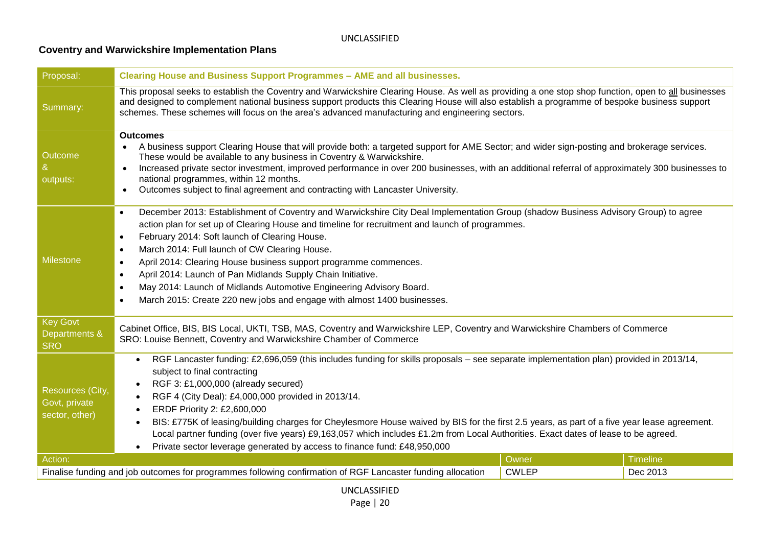## Coventry and Warwickshire Implementation Plans

| Proposal: | **Clearing House and Business Support Programmes – AME and all businesses.** | |
|---|---|---|
| Summary: | This proposal seeks to establish the Coventry and Warwickshire Clearing House. As well as providing a one stop shop function, open to all businesses and designed to complement national business support products this Clearing House will also establish a programme of bespoke business support schemes. These schemes will focus on the area's advanced manufacturing and engineering sectors. | |
| Outcome & outputs: | **Outcomes**<br>• A business support Clearing House that will provide both: a targeted support for AME Sector; and wider sign-posting and brokerage services. These would be available to any business in Coventry & Warwickshire.<br>• Increased private sector investment, improved performance in over 200 businesses, with an additional referral of approximately 300 businesses to national programmes, within 12 months.<br>• Outcomes subject to final agreement and contracting with Lancaster University. | |
| Milestone | • December 2013: Establishment of Coventry and Warwickshire City Deal Implementation Group (shadow Business Advisory Group) to agree action plan for set up of Clearing House and timeline for recruitment and launch of programmes.<br>• February 2014: Soft launch of Clearing House.<br>• March 2014: Full launch of CW Clearing House.<br>• April 2014: Clearing House business support programme commences.<br>• April 2014: Launch of Pan Midlands Supply Chain Initiative.<br>• May 2014: Launch of Midlands Automotive Engineering Advisory Board.<br>• March 2015: Create 220 new jobs and engage with almost 1400 businesses. | |
| Key Govt Departments & SRO | Cabinet Office, BIS, BIS Local, UKTI, TSB, MAS, Coventry and Warwickshire LEP, Coventry and Warwickshire Chambers of Commerce<br>SRO: Louise Bennett, Coventry and Warwickshire Chamber of Commerce | |
| Resources (City, Govt, private sector, other) | • RGF Lancaster funding: £2,696,059 (this includes funding for skills proposals – see separate implementation plan) provided in 2013/14, subject to final contracting<br>• RGF 3: £1,000,000 (already secured)<br>• RGF 4 (City Deal): £4,000,000 provided in 2013/14.<br>• ERDF Priority 2: £2,600,000<br>• BIS: £775K of leasing/building charges for Cheylesmore House waived by BIS for the first 2.5 years, as part of a five year lease agreement. Local partner funding (over five years) £9,163,057 which includes £1.2m from Local Authorities. Exact dates of lease to be agreed.<br>• Private sector leverage generated by access to finance fund: £48,950,000 | |
| **Action:** | **Owner** | **Timeline** |
| Finalise funding and job outcomes for programmes following confirmation of RGF Lancaster funding allocation | CWLEP | Dec 2013 |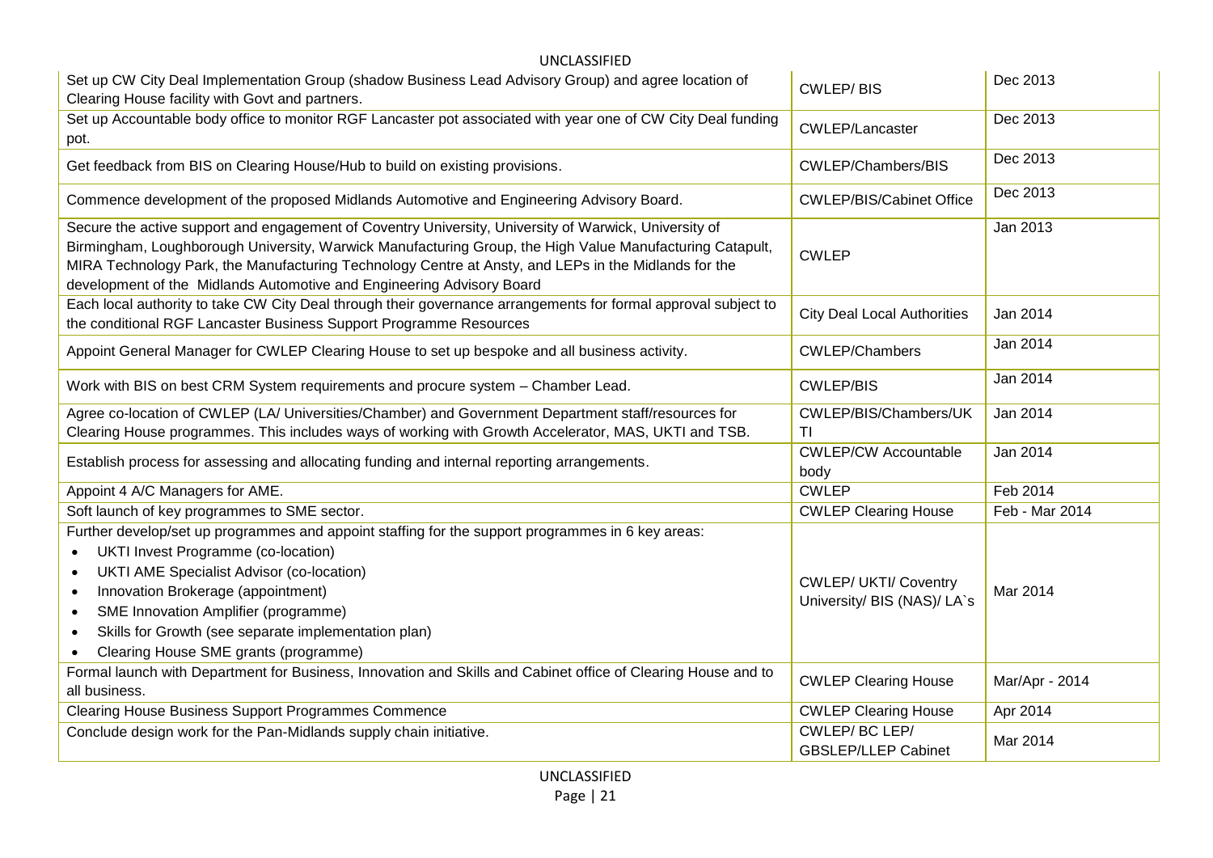| | | |
|---|---|---|
| Set up CW City Deal Implementation Group (shadow Business Lead Advisory Group) and agree location of Clearing House facility with Govt and partners. | CWLEP/ BIS | Dec 2013 |
| Set up Accountable body office to monitor RGF Lancaster pot associated with year one of CW City Deal funding pot. | CWLEP/Lancaster | Dec 2013 |
| Get feedback from BIS on Clearing House/Hub to build on existing provisions. | CWLEP/Chambers/BIS | Dec 2013 |
| Commence development of the proposed Midlands Automotive and Engineering Advisory Board. | CWLEP/BIS/Cabinet Office | Dec 2013 |
| Secure the active support and engagement of Coventry University, University of Warwick, University of Birmingham, Loughborough University, Warwick Manufacturing Group, the High Value Manufacturing Catapult, MIRA Technology Park, the Manufacturing Technology Centre at Ansty, and LEPs in the Midlands for the development of the Midlands Automotive and Engineering Advisory Board | CWLEP | Jan 2013 |
| Each local authority to take CW City Deal through their governance arrangements for formal approval subject to the conditional RGF Lancaster Business Support Programme Resources | City Deal Local Authorities | Jan 2014 |
| Appoint General Manager for CWLEP Clearing House to set up bespoke and all business activity. | CWLEP/Chambers | Jan 2014 |
| Work with BIS on best CRM System requirements and procure system – Chamber Lead. | CWLEP/BIS | Jan 2014 |
| Agree co-location of CWLEP (LA/ Universities/Chamber) and Government Department staff/resources for Clearing House programmes. This includes ways of working with Growth Accelerator, MAS, UKTI and TSB. | CWLEP/BIS/Chambers/UKTI | Jan 2014 |
| Establish process for assessing and allocating funding and internal reporting arrangements. | CWLEP/CW Accountable body | Jan 2014 |
| Appoint 4 A/C Managers for AME. | CWLEP | Feb 2014 |
| Soft launch of key programmes to SME sector. | CWLEP Clearing House | Feb - Mar 2014 |
| Further develop/set up programmes and appoint staffing for the support programmes in 6 key areas:<br>• UKTI Invest Programme (co-location)<br>• UKTI AME Specialist Advisor (co-location)<br>• Innovation Brokerage (appointment)<br>• SME Innovation Amplifier (programme)<br>• Skills for Growth (see separate implementation plan)<br>• Clearing House SME grants (programme) | CWLEP/ UKTI/ Coventry University/ BIS (NAS)/ LA`s | Mar 2014 |
| Formal launch with Department for Business, Innovation and Skills and Cabinet office of Clearing House and to all business. | CWLEP Clearing House | Mar/Apr - 2014 |
| Clearing House Business Support Programmes Commence | CWLEP Clearing House | Apr 2014 |
| Conclude design work for the Pan-Midlands supply chain initiative. | CWLEP/ BC LEP/ GBSLEP/LLEP Cabinet | Mar 2014 |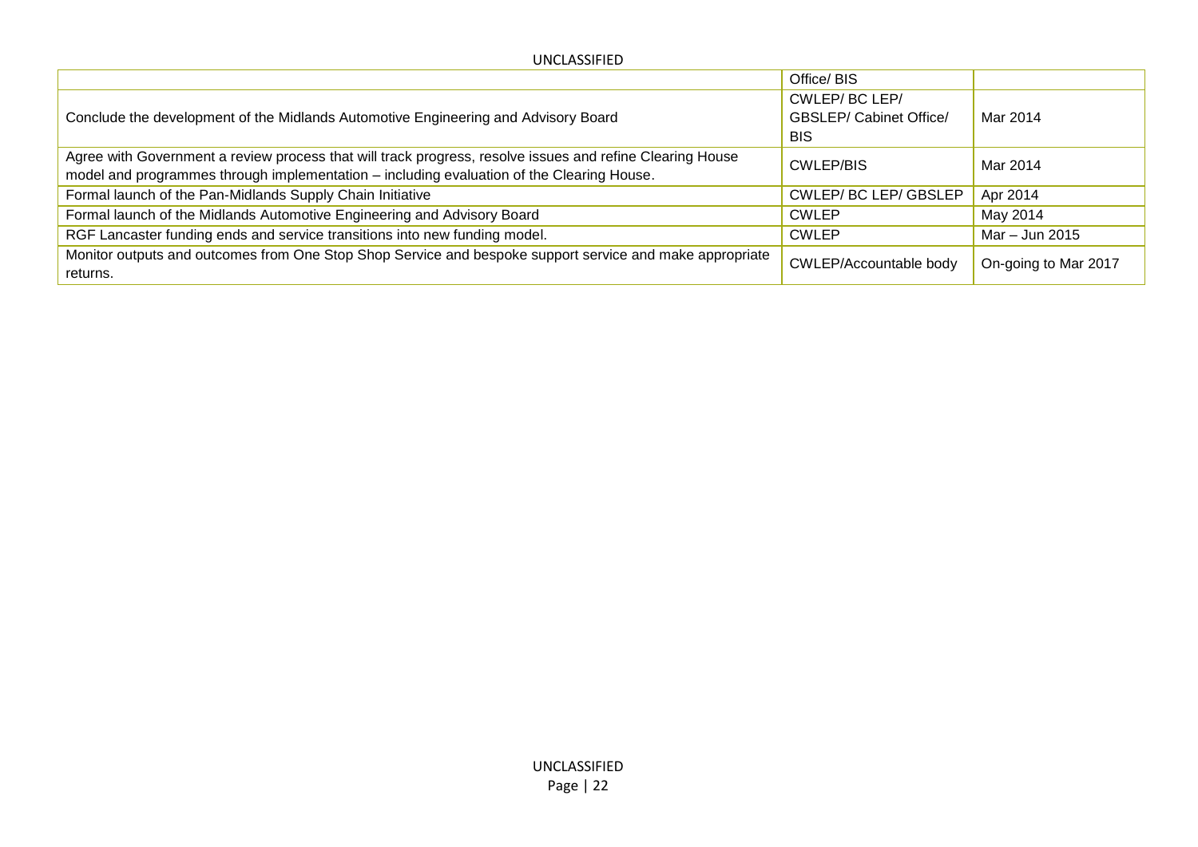| | | |
|---|---|---|
| | Office/ BIS | |
| Conclude the development of the Midlands Automotive Engineering and Advisory Board | CWLEP/ BC LEP/ GBSLEP/ Cabinet Office/ BIS | Mar 2014 |
| Agree with Government a review process that will track progress, resolve issues and refine Clearing House model and programmes through implementation – including evaluation of the Clearing House. | CWLEP/BIS | Mar 2014 |
| Formal launch of the Pan-Midlands Supply Chain Initiative | CWLEP/ BC LEP/ GBSLEP | Apr 2014 |
| Formal launch of the Midlands Automotive Engineering and Advisory Board | CWLEP | May 2014 |
| RGF Lancaster funding ends and service transitions into new funding model. | CWLEP | Mar – Jun 2015 |
| Monitor outputs and outcomes from One Stop Shop Service and bespoke support service and make appropriate returns. | CWLEP/Accountable body | On-going to Mar 2017 |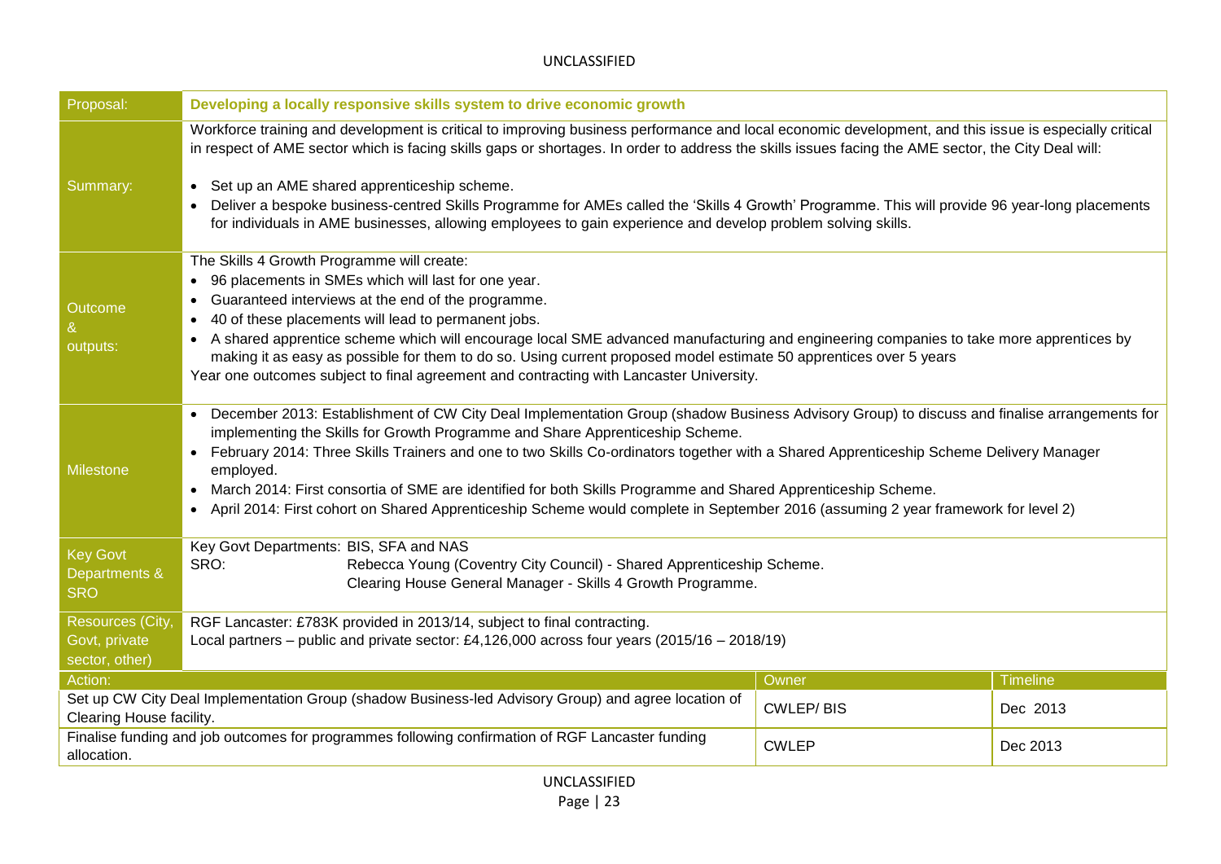| Proposal: | **Developing a locally responsive skills system to drive economic growth** |
|---|---|
| Summary: | Workforce training and development is critical to improving business performance and local economic development, and this issue is especially critical in respect of AME sector which is facing skills gaps or shortages. In order to address the skills issues facing the AME sector, the City Deal will:<br><br>• Set up an AME shared apprenticeship scheme.<br>• Deliver a bespoke business-centred Skills Programme for AMEs called the 'Skills 4 Growth' Programme. This will provide 96 year-long placements for individuals in AME businesses, allowing employees to gain experience and develop problem solving skills. |
| Outcome & outputs: | The Skills 4 Growth Programme will create:<br>• 96 placements in SMEs which will last for one year.<br>• Guaranteed interviews at the end of the programme.<br>• 40 of these placements will lead to permanent jobs.<br>• A shared apprentice scheme which will encourage local SME advanced manufacturing and engineering companies to take more apprentices by making it as easy as possible for them to do so. Using current proposed model estimate 50 apprentices over 5 years<br>Year one outcomes subject to final agreement and contracting with Lancaster University. |
| Milestone | • December 2013: Establishment of CW City Deal Implementation Group (shadow Business Advisory Group) to discuss and finalise arrangements for implementing the Skills for Growth Programme and Share Apprenticeship Scheme.<br>• February 2014: Three Skills Trainers and one to two Skills Co-ordinators together with a Shared Apprenticeship Scheme Delivery Manager employed.<br>• March 2014: First consortia of SME are identified for both Skills Programme and Shared Apprenticeship Scheme.<br>• April 2014: First cohort on Shared Apprenticeship Scheme would complete in September 2016 (assuming 2 year framework for level 2) |
| Key Govt Departments & SRO | Key Govt Departments: BIS, SFA and NAS<br>SRO: Rebecca Young (Coventry City Council) - Shared Apprenticeship Scheme.<br>Clearing House General Manager - Skills 4 Growth Programme. |
| Resources (City, Govt, private sector, other) | RGF Lancaster: £783K provided in 2013/14, subject to final contracting.<br>Local partners – public and private sector: £4,126,000 across four years (2015/16 – 2018/19) |

| Action: | Owner | Timeline |
|---|---|---|
| Set up CW City Deal Implementation Group (shadow Business-led Advisory Group) and agree location of Clearing House facility. | CWLEP/ BIS | Dec 2013 |
| Finalise funding and job outcomes for programmes following confirmation of RGF Lancaster funding allocation. | CWLEP | Dec 2013 |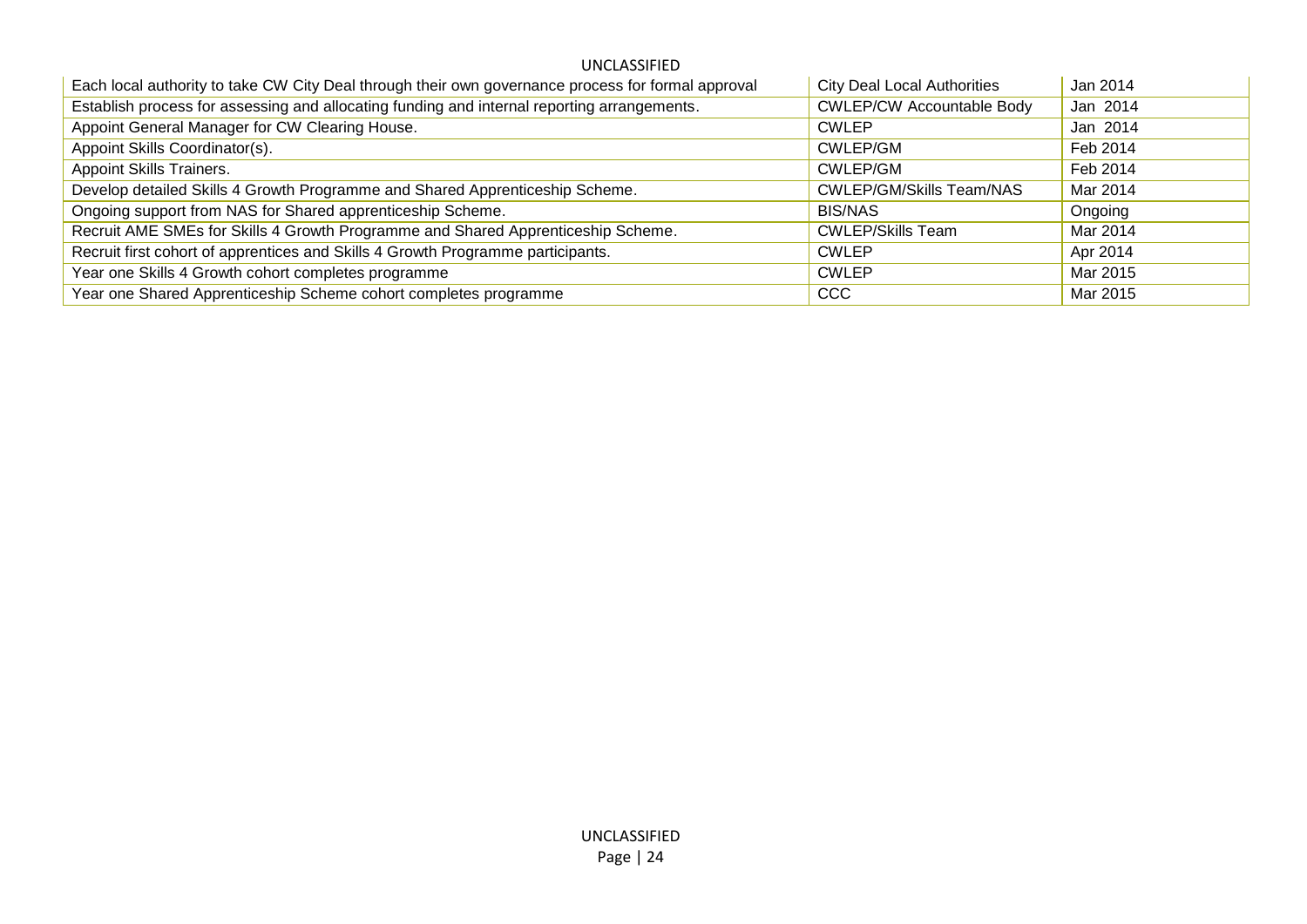| | | |
|---|---|---|
| Each local authority to take CW City Deal through their own governance process for formal approval | City Deal Local Authorities | Jan 2014 |
| Establish process for assessing and allocating funding and internal reporting arrangements. | CWLEP/CW Accountable Body | Jan 2014 |
| Appoint General Manager for CW Clearing House. | CWLEP | Jan 2014 |
| Appoint Skills Coordinator(s). | CWLEP/GM | Feb 2014 |
| Appoint Skills Trainers. | CWLEP/GM | Feb 2014 |
| Develop detailed Skills 4 Growth Programme and Shared Apprenticeship Scheme. | CWLEP/GM/Skills Team/NAS | Mar 2014 |
| Ongoing support from NAS for Shared apprenticeship Scheme. | BIS/NAS | Ongoing |
| Recruit AME SMEs for Skills 4 Growth Programme and Shared Apprenticeship Scheme. | CWLEP/Skills Team | Mar 2014 |
| Recruit first cohort of apprentices and Skills 4 Growth Programme participants. | CWLEP | Apr 2014 |
| Year one Skills 4 Growth cohort completes programme | CWLEP | Mar 2015 |
| Year one Shared Apprenticeship Scheme cohort completes programme | CCC | Mar 2015 |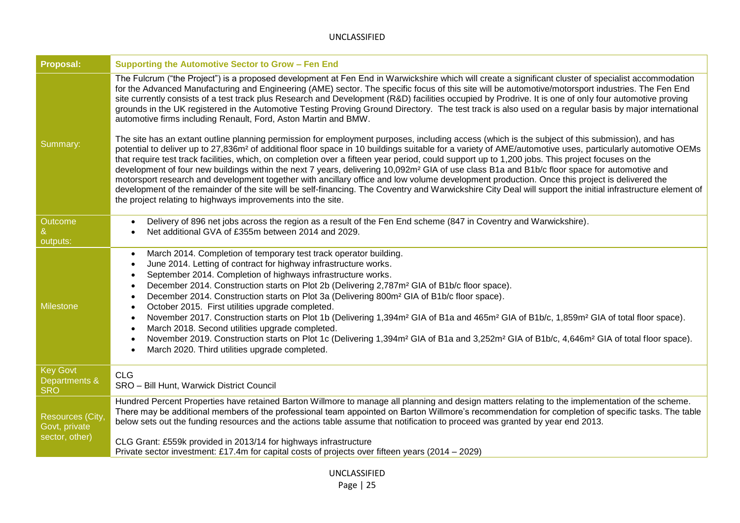| Proposal: | Supporting the Automotive Sector to Grow – Fen End |
|---|---|
| Summary: | The Fulcrum ("the Project") is a proposed development at Fen End in Warwickshire which will create a significant cluster of specialist accommodation for the Advanced Manufacturing and Engineering (AME) sector. The specific focus of this site will be automotive/motorsport industries. The Fen End site currently consists of a test track plus Research and Development (R&D) facilities occupied by Prodrive. It is one of only four automotive proving grounds in the UK registered in the Automotive Testing Proving Ground Directory. The test track is also used on a regular basis by major international automotive firms including Renault, Ford, Aston Martin and BMW.<br><br>The site has an extant outline planning permission for employment purposes, including access (which is the subject of this submission), and has potential to deliver up to 27,836m² of additional floor space in 10 buildings suitable for a variety of AME/automotive uses, particularly automotive OEMs that require test track facilities, which, on completion over a fifteen year period, could support up to 1,200 jobs. This project focuses on the development of four new buildings within the next 7 years, delivering 10,092m² GIA of use class B1a and B1b/c floor space for automotive and motorsport research and development together with ancillary office and low volume development production. Once this project is delivered the development of the remainder of the site will be self-financing. The Coventry and Warwickshire City Deal will support the initial infrastructure element of the project relating to highways improvements into the site. |
| Outcome & outputs: | • Delivery of 896 net jobs across the region as a result of the Fen End scheme (847 in Coventry and Warwickshire).<br>• Net additional GVA of £355m between 2014 and 2029. |
| Milestone | • March 2014. Completion of temporary test track operator building.<br>• June 2014. Letting of contract for highway infrastructure works.<br>• September 2014. Completion of highways infrastructure works.<br>• December 2014. Construction starts on Plot 2b (Delivering 2,787m² GIA of B1b/c floor space).<br>• December 2014. Construction starts on Plot 3a (Delivering 800m² GIA of B1b/c floor space).<br>• October 2015. First utilities upgrade completed.<br>• November 2017. Construction starts on Plot 1b (Delivering 1,394m² GIA of B1a and 465m² GIA of B1b/c, 1,859m² GIA of total floor space).<br>• March 2018. Second utilities upgrade completed.<br>• November 2019. Construction starts on Plot 1c (Delivering 1,394m² GIA of B1a and 3,252m² GIA of B1b/c, 4,646m² GIA of total floor space).<br>• March 2020. Third utilities upgrade completed. |
| Key Govt Departments & SRO | CLG<br>SRO – Bill Hunt, Warwick District Council |
| Resources (City, Govt, private sector, other) | Hundred Percent Properties have retained Barton Willmore to manage all planning and design matters relating to the implementation of the scheme. There may be additional members of the professional team appointed on Barton Willmore's recommendation for completion of specific tasks. The table below sets out the funding resources and the actions table assume that notification to proceed was granted by year end 2013.<br><br>CLG Grant: £559k provided in 2013/14 for highways infrastructure<br>Private sector investment: £17.4m for capital costs of projects over fifteen years (2014 – 2029) |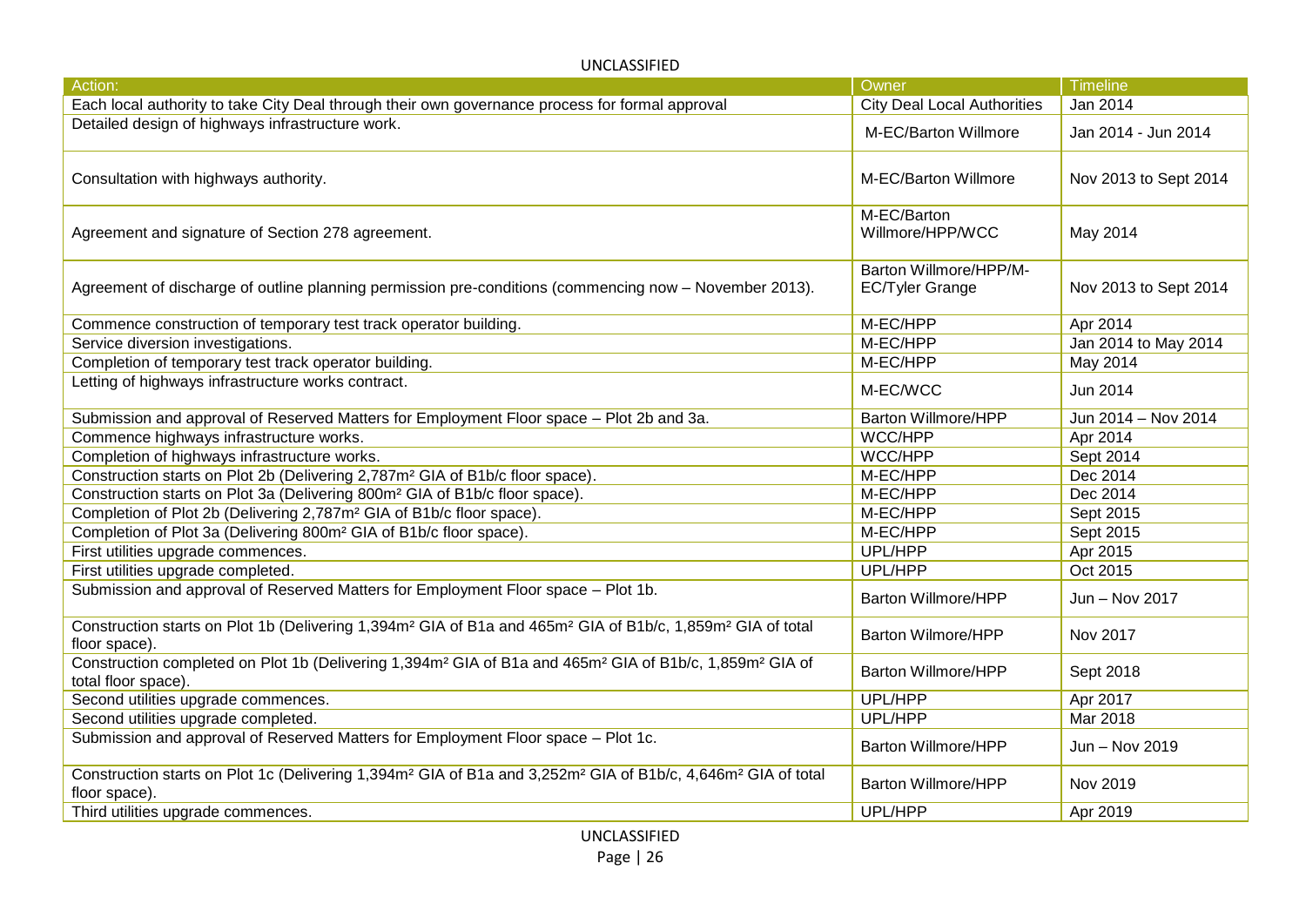| Action: | Owner | Timeline |
|---|---|---|
| Each local authority to take City Deal through their own governance process for formal approval | City Deal Local Authorities | Jan 2014 |
| Detailed design of highways infrastructure work. | M-EC/Barton Willmore | Jan 2014 - Jun 2014 |
| Consultation with highways authority. | M-EC/Barton Willmore | Nov 2013 to Sept 2014 |
| Agreement and signature of Section 278 agreement. | M-EC/Barton Willmore/HPP/WCC | May 2014 |
| Agreement of discharge of outline planning permission pre-conditions (commencing now – November 2013). | Barton Willmore/HPP/M-EC/Tyler Grange | Nov 2013 to Sept 2014 |
| Commence construction of temporary test track operator building. | M-EC/HPP | Apr 2014 |
| Service diversion investigations. | M-EC/HPP | Jan 2014 to May 2014 |
| Completion of temporary test track operator building. | M-EC/HPP | May 2014 |
| Letting of highways infrastructure works contract. | M-EC/WCC | Jun 2014 |
| Submission and approval of Reserved Matters for Employment Floor space – Plot 2b and 3a. | Barton Willmore/HPP | Jun 2014 – Nov 2014 |
| Commence highways infrastructure works. | WCC/HPP | Apr 2014 |
| Completion of highways infrastructure works. | WCC/HPP | Sept 2014 |
| Construction starts on Plot 2b (Delivering 2,787m² GIA of B1b/c floor space). | M-EC/HPP | Dec 2014 |
| Construction starts on Plot 3a (Delivering 800m² GIA of B1b/c floor space). | M-EC/HPP | Dec 2014 |
| Completion of Plot 2b (Delivering 2,787m² GIA of B1b/c floor space). | M-EC/HPP | Sept 2015 |
| Completion of Plot 3a (Delivering 800m² GIA of B1b/c floor space). | M-EC/HPP | Sept 2015 |
| First utilities upgrade commences. | UPL/HPP | Apr 2015 |
| First utilities upgrade completed. | UPL/HPP | Oct 2015 |
| Submission and approval of Reserved Matters for Employment Floor space – Plot 1b. | Barton Willmore/HPP | Jun – Nov 2017 |
| Construction starts on Plot 1b (Delivering 1,394m² GIA of B1a and 465m² GIA of B1b/c, 1,859m² GIA of total floor space). | Barton Wilmore/HPP | Nov 2017 |
| Construction completed on Plot 1b (Delivering 1,394m² GIA of B1a and 465m² GIA of B1b/c, 1,859m² GIA of total floor space). | Barton Willmore/HPP | Sept 2018 |
| Second utilities upgrade commences. | UPL/HPP | Apr 2017 |
| Second utilities upgrade completed. | UPL/HPP | Mar 2018 |
| Submission and approval of Reserved Matters for Employment Floor space – Plot 1c. | Barton Willmore/HPP | Jun – Nov 2019 |
| Construction starts on Plot 1c (Delivering 1,394m² GIA of B1a and 3,252m² GIA of B1b/c, 4,646m² GIA of total floor space). | Barton Willmore/HPP | Nov 2019 |
| Third utilities upgrade commences. | UPL/HPP | Apr 2019 |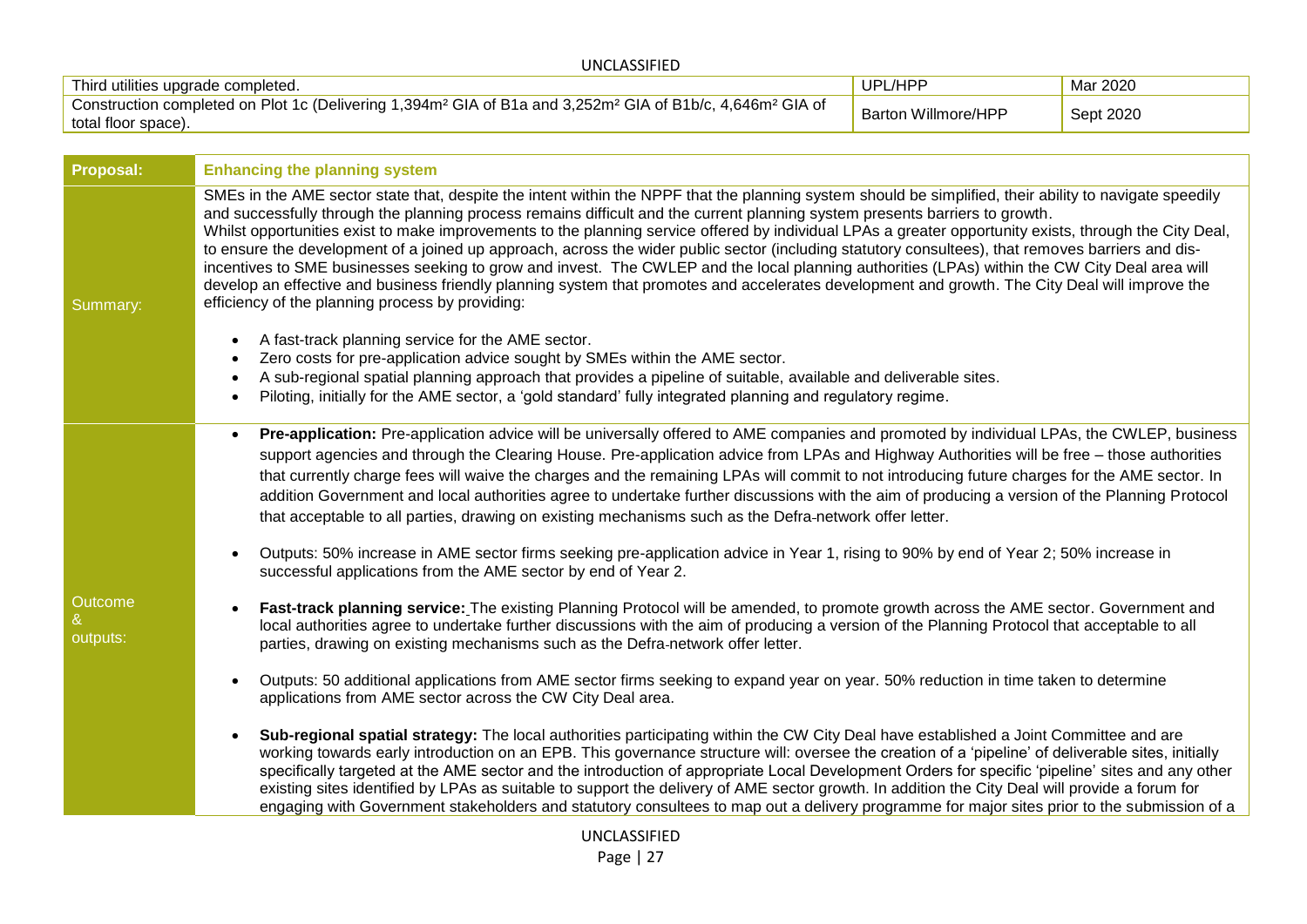| | | |
|---|---|---|
| Third utilities upgrade completed. | UPL/HPP | Mar 2020 |
| Construction completed on Plot 1c (Delivering 1,394m² GIA of B1a and 3,252m² GIA of B1b/c, 4,646m² GIA of total floor space). | Barton Willmore/HPP | Sept 2020 |

| **Proposal:** | **Enhancing the planning system** |
|---|---|
| Summary: | SMEs in the AME sector state that, despite the intent within the NPPF that the planning system should be simplified, their ability to navigate speedily and successfully through the planning process remains difficult and the current planning system presents barriers to growth.<br>Whilst opportunities exist to make improvements to the planning service offered by individual LPAs a greater opportunity exists, through the City Deal, to ensure the development of a joined up approach, across the wider public sector (including statutory consultees), that removes barriers and dis-incentives to SME businesses seeking to grow and invest. The CWLEP and the local planning authorities (LPAs) within the CW City Deal area will develop an effective and business friendly planning system that promotes and accelerates development and growth. The City Deal will improve the efficiency of the planning process by providing:<br>• A fast-track planning service for the AME sector.<br>• Zero costs for pre-application advice sought by SMEs within the AME sector.<br>• A sub-regional spatial planning approach that provides a pipeline of suitable, available and deliverable sites.<br>• Piloting, initially for the AME sector, a 'gold standard' fully integrated planning and regulatory regime. |
| Outcome & outputs: | • **Pre-application:** Pre-application advice will be universally offered to AME companies and promoted by individual LPAs, the CWLEP, business support agencies and through the Clearing House. Pre-application advice from LPAs and Highway Authorities will be free – those authorities that currently charge fees will waive the charges and the remaining LPAs will commit to not introducing future charges for the AME sector. In addition Government and local authorities agree to undertake further discussions with the aim of producing a version of the Planning Protocol that acceptable to all parties, drawing on existing mechanisms such as the Defra-network offer letter.<br>• Outputs: 50% increase in AME sector firms seeking pre-application advice in Year 1, rising to 90% by end of Year 2; 50% increase in successful applications from the AME sector by end of Year 2.<br>• **Fast-track planning service:** The existing Planning Protocol will be amended, to promote growth across the AME sector. Government and local authorities agree to undertake further discussions with the aim of producing a version of the Planning Protocol that acceptable to all parties, drawing on existing mechanisms such as the Defra-network offer letter.<br>• Outputs: 50 additional applications from AME sector firms seeking to expand year on year. 50% reduction in time taken to determine applications from AME sector across the CW City Deal area.<br>• **Sub-regional spatial strategy:** The local authorities participating within the CW City Deal have established a Joint Committee and are working towards early introduction on an EPB. This governance structure will: oversee the creation of a 'pipeline' of deliverable sites, initially specifically targeted at the AME sector and the introduction of appropriate Local Development Orders for specific 'pipeline' sites and any other existing sites identified by LPAs as suitable to support the delivery of AME sector growth. In addition the City Deal will provide a forum for engaging with Government stakeholders and statutory consultees to map out a delivery programme for major sites prior to the submission of a |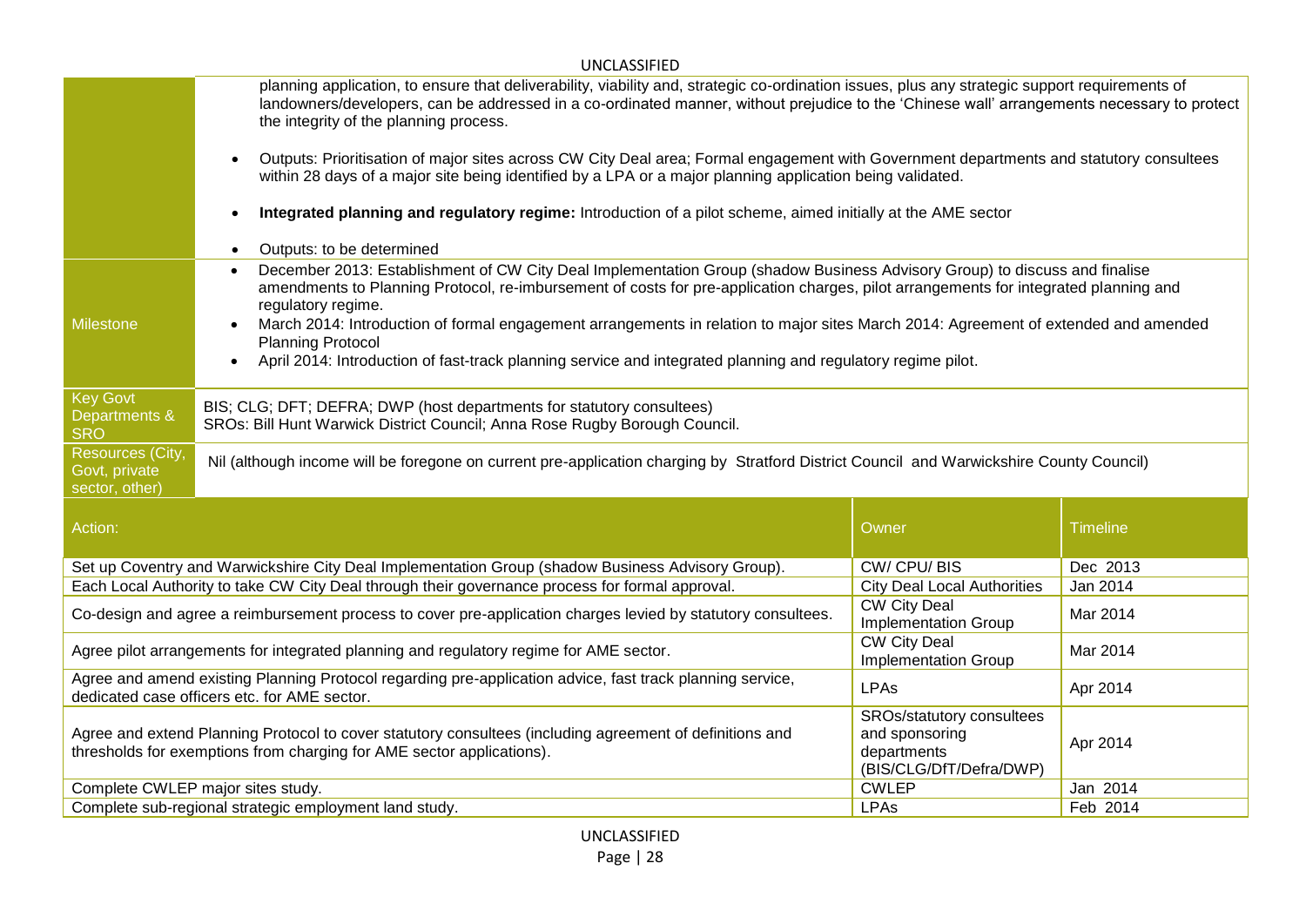| | |
|---|---|
| | planning application, to ensure that deliverability, viability and, strategic co-ordination issues, plus any strategic support requirements of landowners/developers, can be addressed in a co-ordinated manner, without prejudice to the 'Chinese wall' arrangements necessary to protect the integrity of the planning process.<br>• Outputs: Prioritisation of major sites across CW City Deal area; Formal engagement with Government departments and statutory consultees within 28 days of a major site being identified by a LPA or a major planning application being validated.<br>• **Integrated planning and regulatory regime:** Introduction of a pilot scheme, aimed initially at the AME sector<br>• Outputs: to be determined |
| Milestone | • December 2013: Establishment of CW City Deal Implementation Group (shadow Business Advisory Group) to discuss and finalise amendments to Planning Protocol, re-imbursement of costs for pre-application charges, pilot arrangements for integrated planning and regulatory regime.<br>• March 2014: Introduction of formal engagement arrangements in relation to major sites March 2014: Agreement of extended and amended Planning Protocol<br>• April 2014: Introduction of fast-track planning service and integrated planning and regulatory regime pilot. |
| Key Govt Departments & SRO | BIS; CLG; DFT; DEFRA; DWP (host departments for statutory consultees)<br>SROs: Bill Hunt Warwick District Council; Anna Rose Rugby Borough Council. |
| Resources (City, Govt, private sector, other) | Nil (although income will be foregone on current pre-application charging by Stratford District Council and Warwickshire County Council) |

| Action: | Owner | Timeline |
|---|---|---|
| Set up Coventry and Warwickshire City Deal Implementation Group (shadow Business Advisory Group). | CW/ CPU/ BIS | Dec 2013 |
| Each Local Authority to take CW City Deal through their governance process for formal approval. | City Deal Local Authorities | Jan 2014 |
| Co-design and agree a reimbursement process to cover pre-application charges levied by statutory consultees. | CW City Deal Implementation Group | Mar 2014 |
| Agree pilot arrangements for integrated planning and regulatory regime for AME sector. | CW City Deal Implementation Group | Mar 2014 |
| Agree and amend existing Planning Protocol regarding pre-application advice, fast track planning service, dedicated case officers etc. for AME sector. | LPAs | Apr 2014 |
| Agree and extend Planning Protocol to cover statutory consultees (including agreement of definitions and thresholds for exemptions from charging for AME sector applications). | SROs/statutory consultees and sponsoring departments (BIS/CLG/DfT/Defra/DWP) | Apr 2014 |
| Complete CWLEP major sites study. | CWLEP | Jan 2014 |
| Complete sub-regional strategic employment land study. | LPAs | Feb 2014 |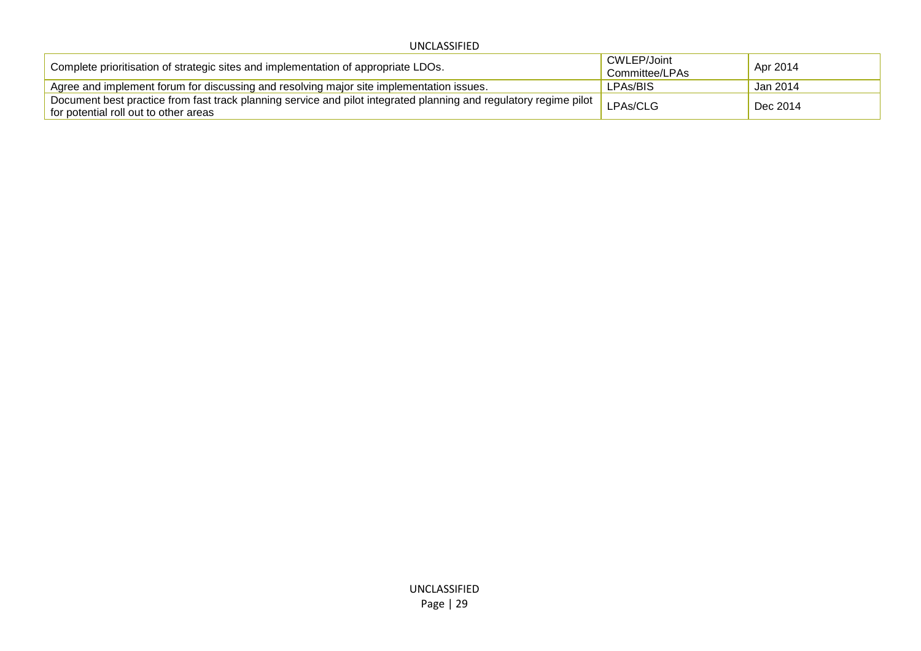| | | |
|---|---|---|
| Complete prioritisation of strategic sites and implementation of appropriate LDOs. | CWLEP/Joint Committee/LPAs | Apr 2014 |
| Agree and implement forum for discussing and resolving major site implementation issues. | LPAs/BIS | Jan 2014 |
| Document best practice from fast track planning service and pilot integrated planning and regulatory regime pilot for potential roll out to other areas | LPAs/CLG | Dec 2014 |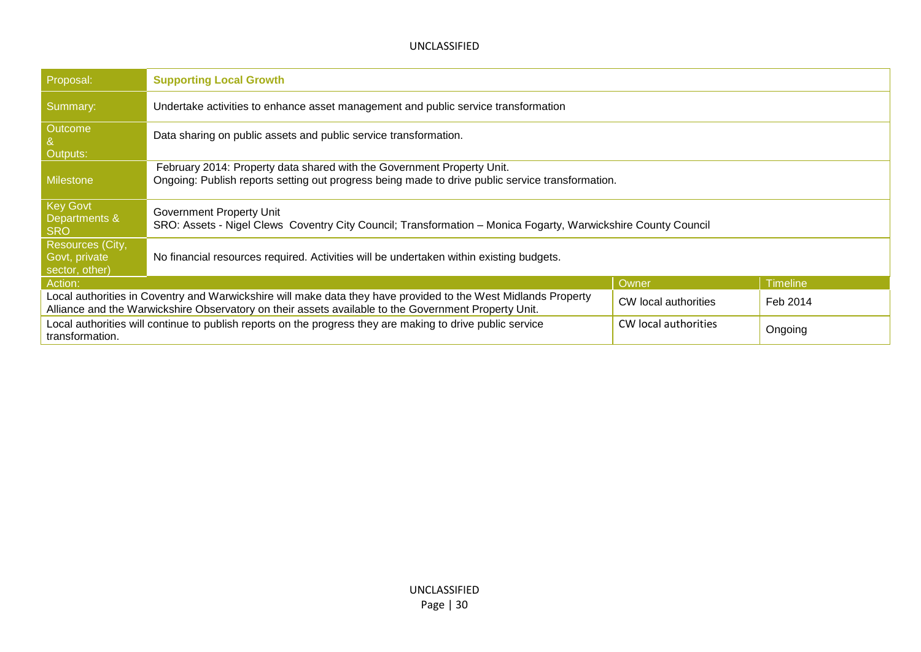| Proposal: | **Supporting Local Growth** | |
|---|---|---|
| Summary: | Undertake activities to enhance asset management and public service transformation | |
| Outcome & Outputs: | Data sharing on public assets and public service transformation. | |
| Milestone | February 2014: Property data shared with the Government Property Unit.<br>Ongoing: Publish reports setting out progress being made to drive public service transformation. | |
| Key Govt Departments & SRO | Government Property Unit<br>SRO: Assets - Nigel Clews Coventry City Council; Transformation – Monica Fogarty, Warwickshire County Council | |
| Resources (City, Govt, private sector, other) | No financial resources required. Activities will be undertaken within existing budgets. | |

| Action: | Owner | Timeline |
|---|---|---|
| Local authorities in Coventry and Warwickshire will make data they have provided to the West Midlands Property Alliance and the Warwickshire Observatory on their assets available to the Government Property Unit. | CW local authorities | Feb 2014 |
| Local authorities will continue to publish reports on the progress they are making to drive public service transformation. | CW local authorities | Ongoing |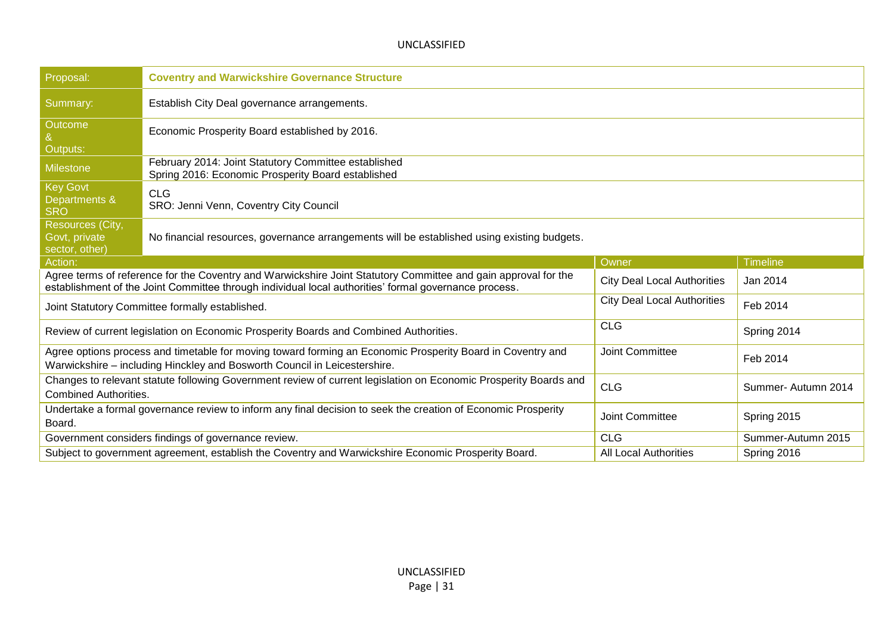| Proposal: | **Coventry and Warwickshire Governance Structure** | |
|---|---|---|
| Summary: | Establish City Deal governance arrangements. | |
| Outcome & Outputs: | Economic Prosperity Board established by 2016. | |
| Milestone | February 2014: Joint Statutory Committee established<br>Spring 2016: Economic Prosperity Board established | |
| Key Govt Departments & SRO | CLG<br>SRO: Jenni Venn, Coventry City Council | |
| Resources (City, Govt, private sector, other) | No financial resources, governance arrangements will be established using existing budgets. | |

| Action: | Owner | Timeline |
|---|---|---|
| Agree terms of reference for the Coventry and Warwickshire Joint Statutory Committee and gain approval for the establishment of the Joint Committee through individual local authorities' formal governance process. | City Deal Local Authorities | Jan 2014 |
| Joint Statutory Committee formally established. | City Deal Local Authorities | Feb 2014 |
| Review of current legislation on Economic Prosperity Boards and Combined Authorities. | CLG | Spring 2014 |
| Agree options process and timetable for moving toward forming an Economic Prosperity Board in Coventry and Warwickshire – including Hinckley and Bosworth Council in Leicestershire. | Joint Committee | Feb 2014 |
| Changes to relevant statute following Government review of current legislation on Economic Prosperity Boards and Combined Authorities. | CLG | Summer- Autumn 2014 |
| Undertake a formal governance review to inform any final decision to seek the creation of Economic Prosperity Board. | Joint Committee | Spring 2015 |
| Government considers findings of governance review. | CLG | Summer-Autumn 2015 |
| Subject to government agreement, establish the Coventry and Warwickshire Economic Prosperity Board. | All Local Authorities | Spring 2016 |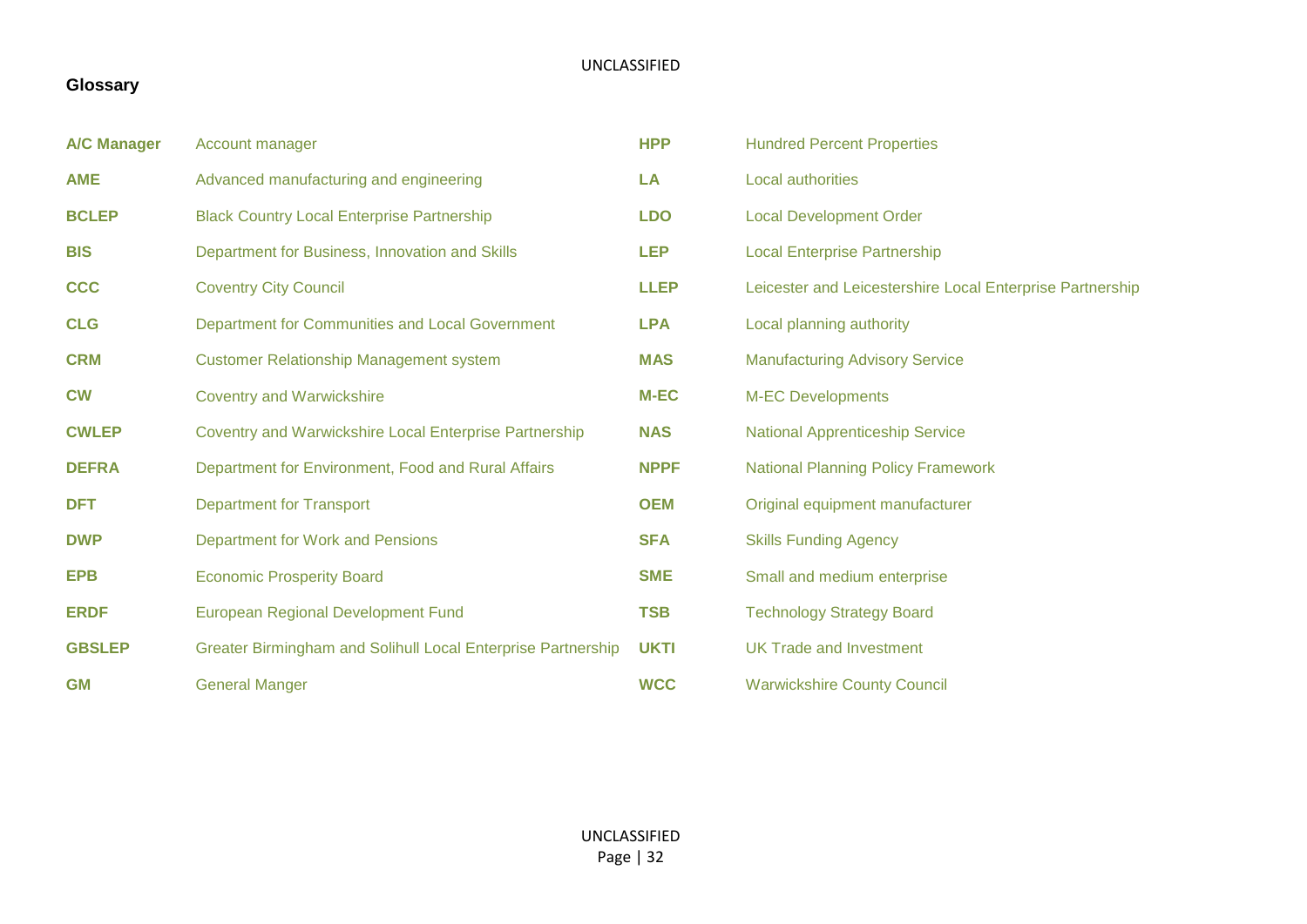**Glossary**

| | | | |
|---|---|---|---|
| **A/C Manager** | Account manager | **HPP** | Hundred Percent Properties |
| **AME** | Advanced manufacturing and engineering | **LA** | Local authorities |
| **BCLEP** | Black Country Local Enterprise Partnership | **LDO** | Local Development Order |
| **BIS** | Department for Business, Innovation and Skills | **LEP** | Local Enterprise Partnership |
| **CCC** | Coventry City Council | **LLEP** | Leicester and Leicestershire Local Enterprise Partnership |
| **CLG** | Department for Communities and Local Government | **LPA** | Local planning authority |
| **CRM** | Customer Relationship Management system | **MAS** | Manufacturing Advisory Service |
| **CW** | Coventry and Warwickshire | **M-EC** | M-EC Developments |
| **CWLEP** | Coventry and Warwickshire Local Enterprise Partnership | **NAS** | National Apprenticeship Service |
| **DEFRA** | Department for Environment, Food and Rural Affairs | **NPPF** | National Planning Policy Framework |
| **DFT** | Department for Transport | **OEM** | Original equipment manufacturer |
| **DWP** | Department for Work and Pensions | **SFA** | Skills Funding Agency |
| **EPB** | Economic Prosperity Board | **SME** | Small and medium enterprise |
| **ERDF** | European Regional Development Fund | **TSB** | Technology Strategy Board |
| **GBSLEP** | Greater Birmingham and Solihull Local Enterprise Partnership | **UKTI** | UK Trade and Investment |
| **GM** | General Manger | **WCC** | Warwickshire County Council |